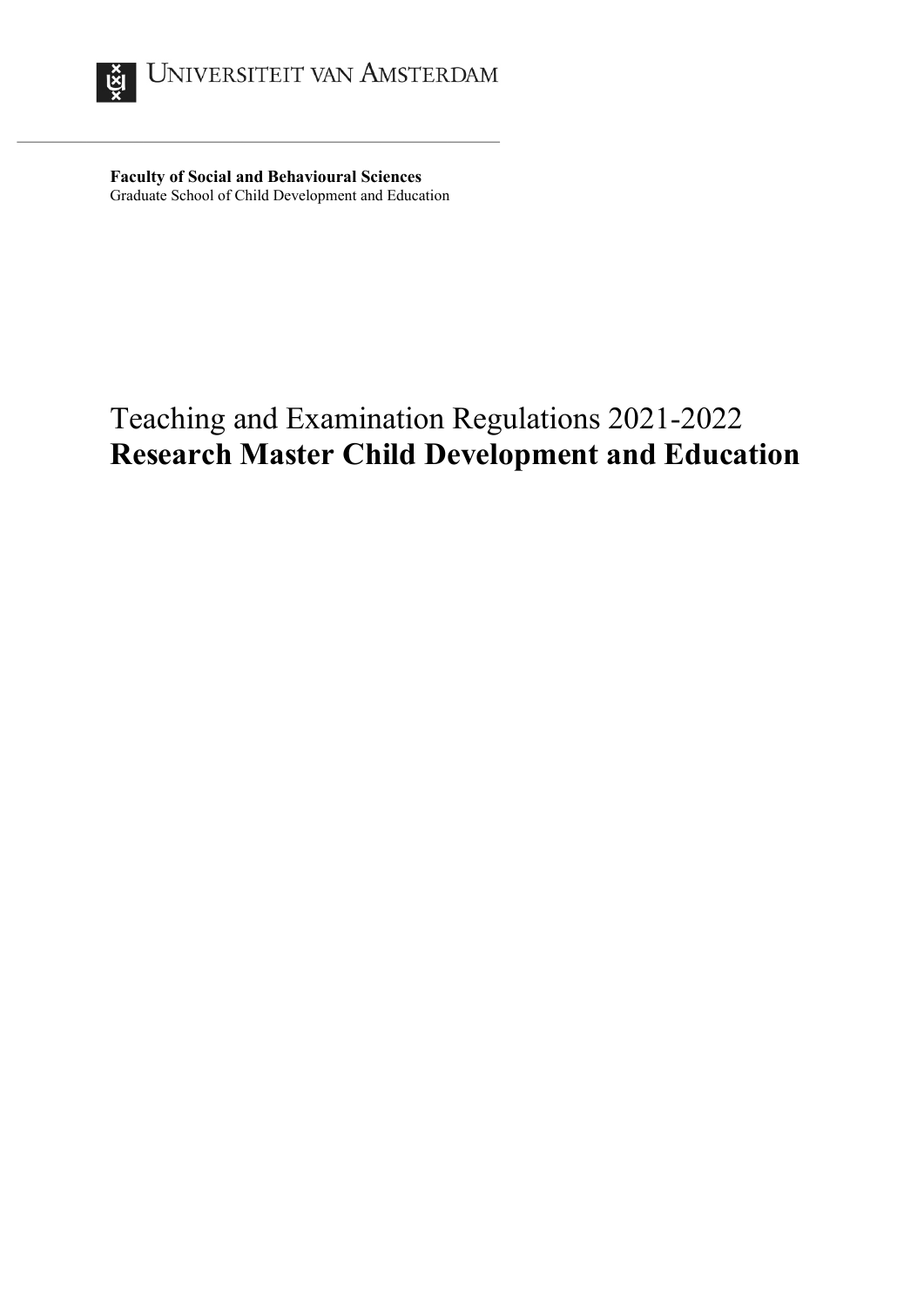UNIVERSITEIT VAN AMSTERDAM

**Faculty of Social and Behavioural Sciences**
Graduate School of Child Development and Education

# Teaching and Examination Regulations 2021-2022
# **Research Master Child Development and Education**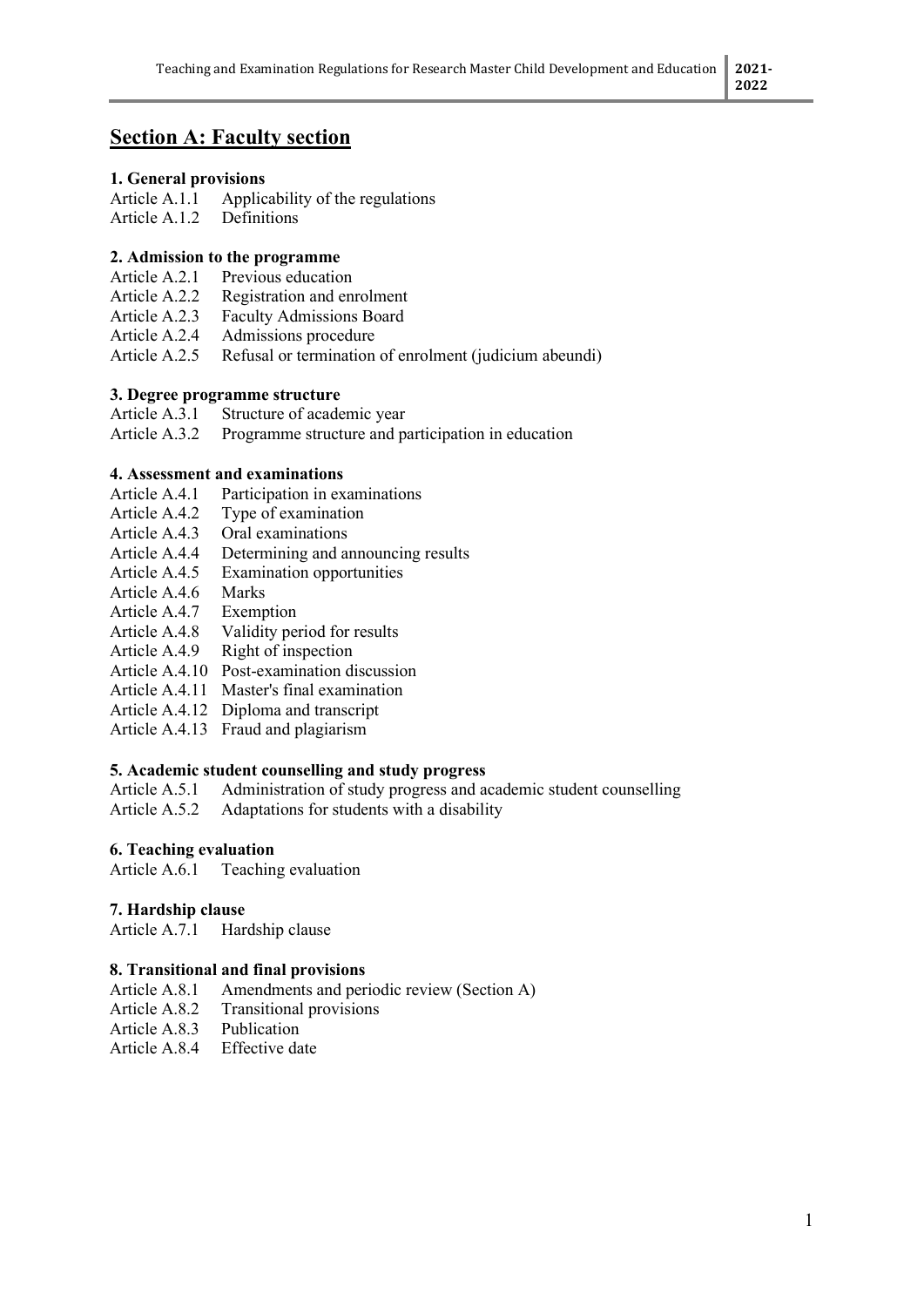# Section A: Faculty section

**1. General provisions**

Article A.1.1 Applicability of the regulations
Article A.1.2 Definitions

**2. Admission to the programme**

Article A.2.1 Previous education
Article A.2.2 Registration and enrolment
Article A.2.3 Faculty Admissions Board
Article A.2.4 Admissions procedure
Article A.2.5 Refusal or termination of enrolment (judicium abeundi)

**3. Degree programme structure**

Article A.3.1 Structure of academic year
Article A.3.2 Programme structure and participation in education

**4. Assessment and examinations**

Article A.4.1 Participation in examinations
Article A.4.2 Type of examination
Article A.4.3 Oral examinations
Article A.4.4 Determining and announcing results
Article A.4.5 Examination opportunities
Article A.4.6 Marks
Article A.4.7 Exemption
Article A.4.8 Validity period for results
Article A.4.9 Right of inspection
Article A.4.10 Post-examination discussion
Article A.4.11 Master's final examination
Article A.4.12 Diploma and transcript
Article A.4.13 Fraud and plagiarism

**5. Academic student counselling and study progress**

Article A.5.1 Administration of study progress and academic student counselling
Article A.5.2 Adaptations for students with a disability

**6. Teaching evaluation**

Article A.6.1 Teaching evaluation

**7. Hardship clause**

Article A.7.1 Hardship clause

**8. Transitional and final provisions**

Article A.8.1 Amendments and periodic review (Section A)
Article A.8.2 Transitional provisions
Article A.8.3 Publication
Article A.8.4 Effective date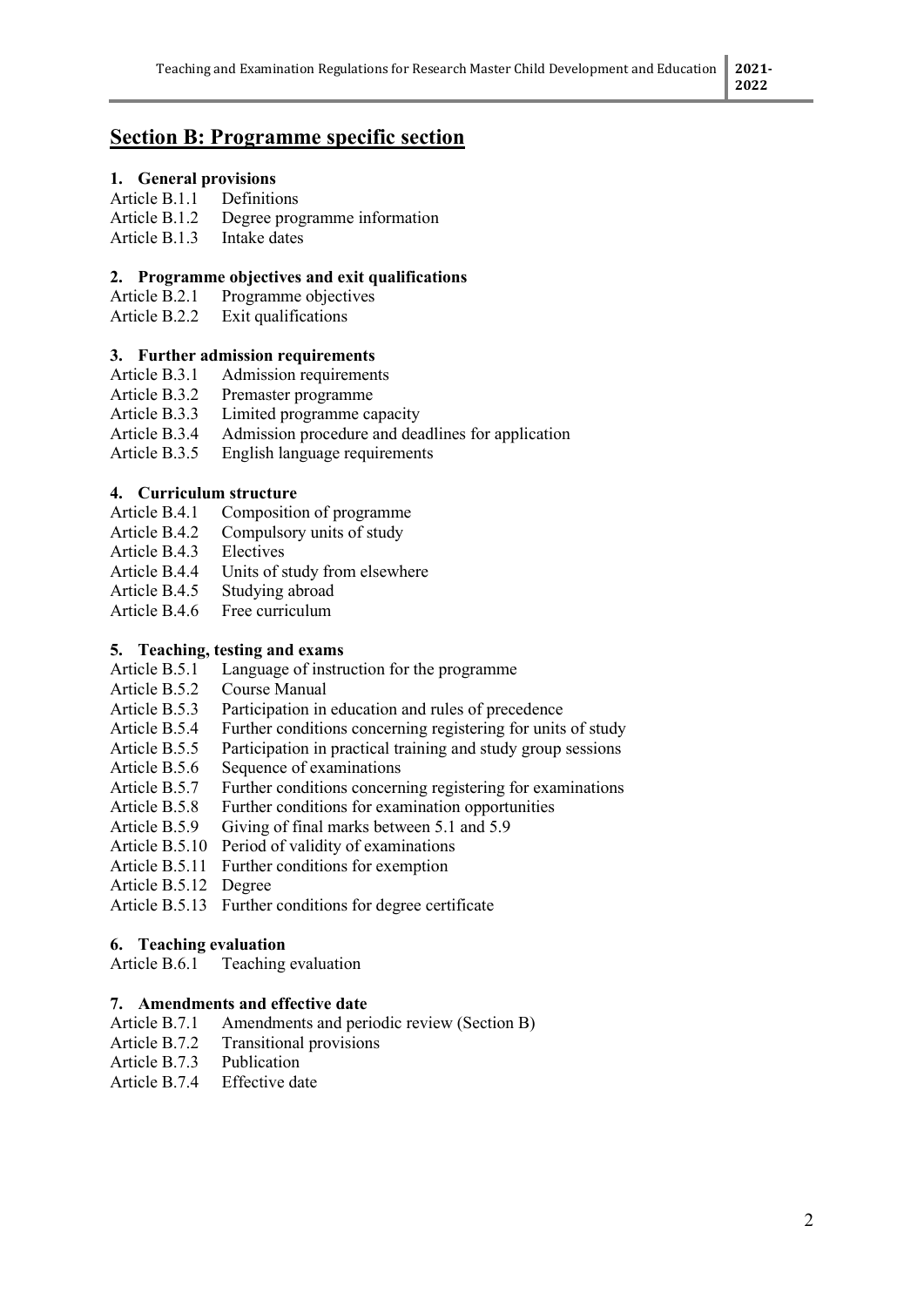# Section B: Programme specific section

**1. General provisions**

Article B.1.1 Definitions
Article B.1.2 Degree programme information
Article B.1.3 Intake dates

**2. Programme objectives and exit qualifications**

Article B.2.1 Programme objectives
Article B.2.2 Exit qualifications

**3. Further admission requirements**

Article B.3.1 Admission requirements
Article B.3.2 Premaster programme
Article B.3.3 Limited programme capacity
Article B.3.4 Admission procedure and deadlines for application
Article B.3.5 English language requirements

**4. Curriculum structure**

Article B.4.1 Composition of programme
Article B.4.2 Compulsory units of study
Article B.4.3 Electives
Article B.4.4 Units of study from elsewhere
Article B.4.5 Studying abroad
Article B.4.6 Free curriculum

**5. Teaching, testing and exams**

Article B.5.1 Language of instruction for the programme
Article B.5.2 Course Manual
Article B.5.3 Participation in education and rules of precedence
Article B.5.4 Further conditions concerning registering for units of study
Article B.5.5 Participation in practical training and study group sessions
Article B.5.6 Sequence of examinations
Article B.5.7 Further conditions concerning registering for examinations
Article B.5.8 Further conditions for examination opportunities
Article B.5.9 Giving of final marks between 5.1 and 5.9
Article B.5.10 Period of validity of examinations
Article B.5.11 Further conditions for exemption
Article B.5.12 Degree
Article B.5.13 Further conditions for degree certificate

**6. Teaching evaluation**

Article B.6.1 Teaching evaluation

**7. Amendments and effective date**

Article B.7.1 Amendments and periodic review (Section B)
Article B.7.2 Transitional provisions
Article B.7.3 Publication
Article B.7.4 Effective date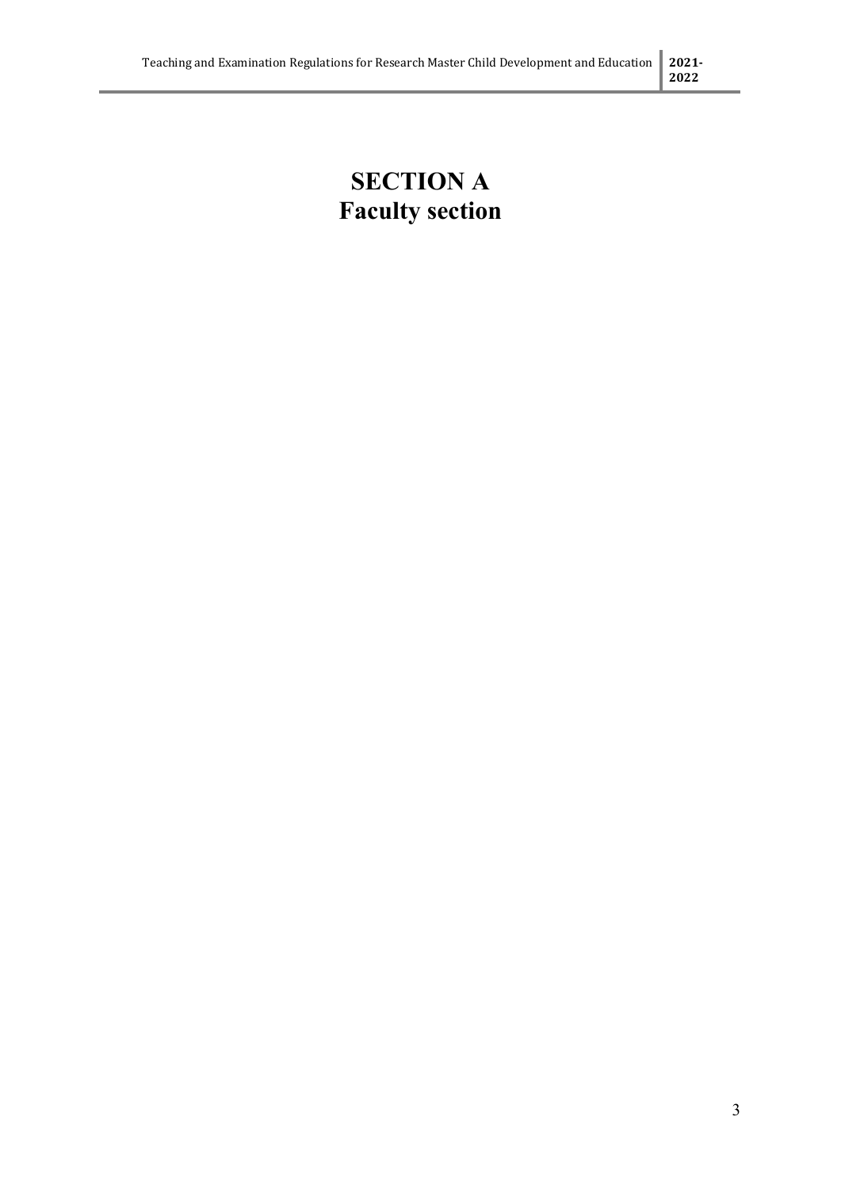# SECTION A
# Faculty section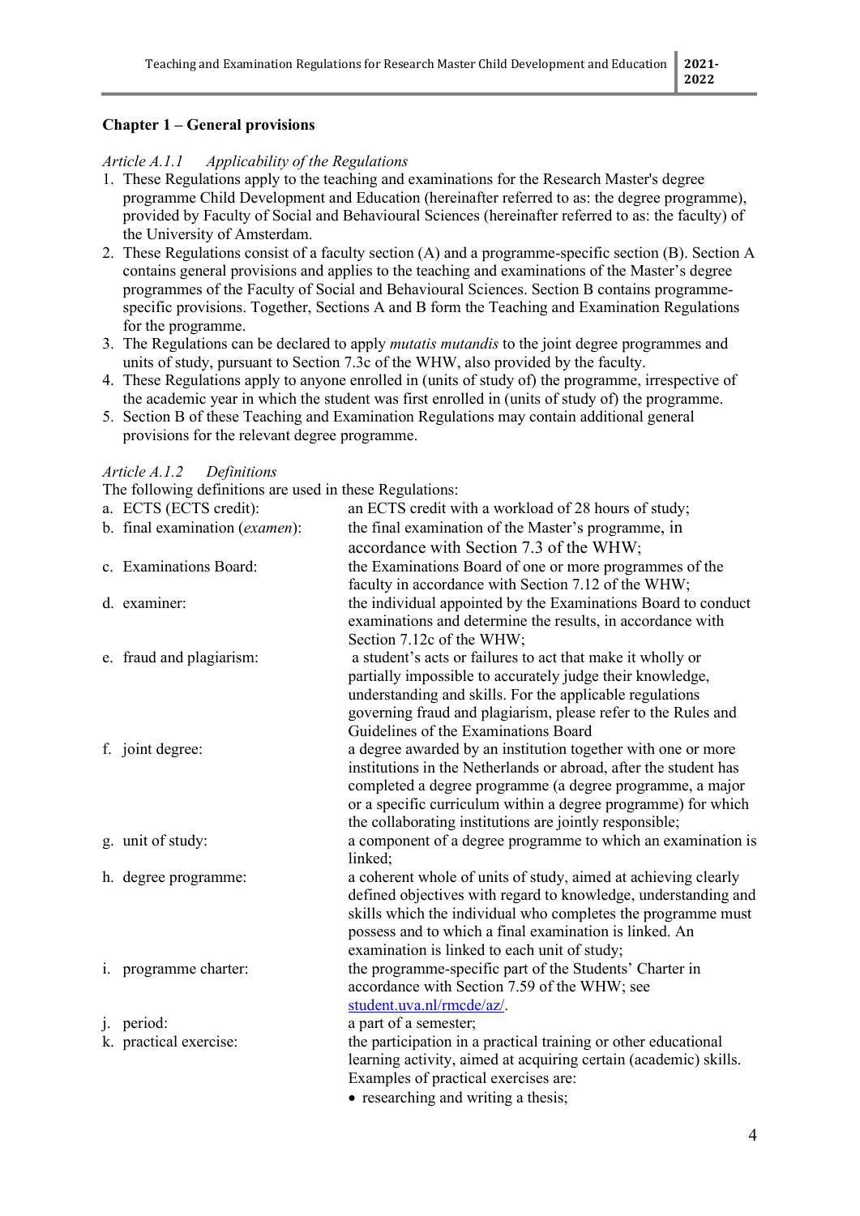## Chapter 1 – General provisions

*Article A.1.1 Applicability of the Regulations*

1. These Regulations apply to the teaching and examinations for the Research Master's degree programme Child Development and Education (hereinafter referred to as: the degree programme), provided by Faculty of Social and Behavioural Sciences (hereinafter referred to as: the faculty) of the University of Amsterdam.
2. These Regulations consist of a faculty section (A) and a programme-specific section (B). Section A contains general provisions and applies to the teaching and examinations of the Master's degree programmes of the Faculty of Social and Behavioural Sciences. Section B contains programme-specific provisions. Together, Sections A and B form the Teaching and Examination Regulations for the programme.
3. The Regulations can be declared to apply *mutatis mutandis* to the joint degree programmes and units of study, pursuant to Section 7.3c of the WHW, also provided by the faculty.
4. These Regulations apply to anyone enrolled in (units of study of) the programme, irrespective of the academic year in which the student was first enrolled in (units of study of) the programme.
5. Section B of these Teaching and Examination Regulations may contain additional general provisions for the relevant degree programme.

*Article A.1.2 Definitions*

The following definitions are used in these Regulations:

a. ECTS (ECTS credit): an ECTS credit with a workload of 28 hours of study;

b. final examination (*examen*): the final examination of the Master's programme, in accordance with Section 7.3 of the WHW;

c. Examinations Board: the Examinations Board of one or more programmes of the faculty in accordance with Section 7.12 of the WHW;

d. examiner: the individual appointed by the Examinations Board to conduct examinations and determine the results, in accordance with Section 7.12c of the WHW;

e. fraud and plagiarism: a student's acts or failures to act that make it wholly or partially impossible to accurately judge their knowledge, understanding and skills. For the applicable regulations governing fraud and plagiarism, please refer to the Rules and Guidelines of the Examinations Board

f. joint degree: a degree awarded by an institution together with one or more institutions in the Netherlands or abroad, after the student has completed a degree programme (a degree programme, a major or a specific curriculum within a degree programme) for which the collaborating institutions are jointly responsible;

g. unit of study: a component of a degree programme to which an examination is linked;

h. degree programme: a coherent whole of units of study, aimed at achieving clearly defined objectives with regard to knowledge, understanding and skills which the individual who completes the programme must possess and to which a final examination is linked. An examination is linked to each unit of study;

i. programme charter: the programme-specific part of the Students' Charter in accordance with Section 7.59 of the WHW; see [student.uva.nl/rmcde/az/](student.uva.nl/rmcde/az/).

j. period: a part of a semester;

k. practical exercise: the participation in a practical training or other educational learning activity, aimed at acquiring certain (academic) skills. Examples of practical exercises are:
   - researching and writing a thesis;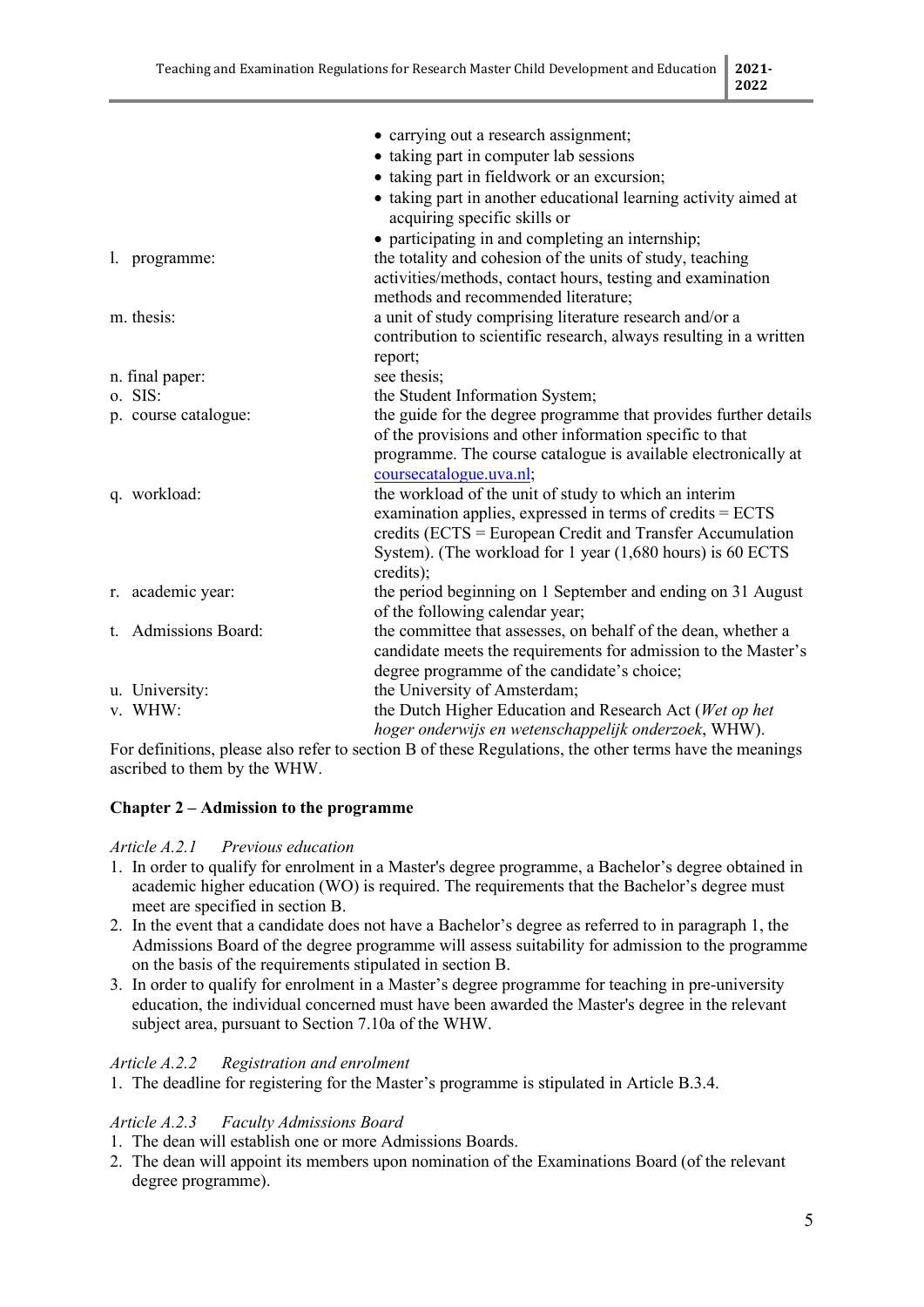- carrying out a research assignment;
- taking part in computer lab sessions
- taking part in fieldwork or an excursion;
- taking part in another educational learning activity aimed at acquiring specific skills or
- participating in and completing an internship;

l. programme: the totality and cohesion of the units of study, teaching activities/methods, contact hours, testing and examination methods and recommended literature;

m. thesis: a unit of study comprising literature research and/or a contribution to scientific research, always resulting in a written report;

n. final paper: see thesis;

o. SIS: the Student Information System;

p. course catalogue: the guide for the degree programme that provides further details of the provisions and other information specific to that programme. The course catalogue is available electronically at [coursecatalogue.uva.nl](coursecatalogue.uva.nl);

q. workload: the workload of the unit of study to which an interim examination applies, expressed in terms of credits = ECTS credits (ECTS = European Credit and Transfer Accumulation System). (The workload for 1 year (1,680 hours) is 60 ECTS credits);

r. academic year: the period beginning on 1 September and ending on 31 August of the following calendar year;

t. Admissions Board: the committee that assesses, on behalf of the dean, whether a candidate meets the requirements for admission to the Master's degree programme of the candidate's choice;

u. University: the University of Amsterdam;

v. WHW: the Dutch Higher Education and Research Act (*Wet op het hoger onderwijs en wetenschappelijk onderzoek*, WHW).

For definitions, please also refer to section B of these Regulations, the other terms have the meanings ascribed to them by the WHW.

## Chapter 2 – Admission to the programme

*Article A.2.1 Previous education*

1. In order to qualify for enrolment in a Master's degree programme, a Bachelor's degree obtained in academic higher education (WO) is required. The requirements that the Bachelor's degree must meet are specified in section B.
2. In the event that a candidate does not have a Bachelor's degree as referred to in paragraph 1, the Admissions Board of the degree programme will assess suitability for admission to the programme on the basis of the requirements stipulated in section B.
3. In order to qualify for enrolment in a Master's degree programme for teaching in pre-university education, the individual concerned must have been awarded the Master's degree in the relevant subject area, pursuant to Section 7.10a of the WHW.

*Article A.2.2 Registration and enrolment*

1. The deadline for registering for the Master's programme is stipulated in Article B.3.4.

*Article A.2.3 Faculty Admissions Board*

1. The dean will establish one or more Admissions Boards.
2. The dean will appoint its members upon nomination of the Examinations Board (of the relevant degree programme).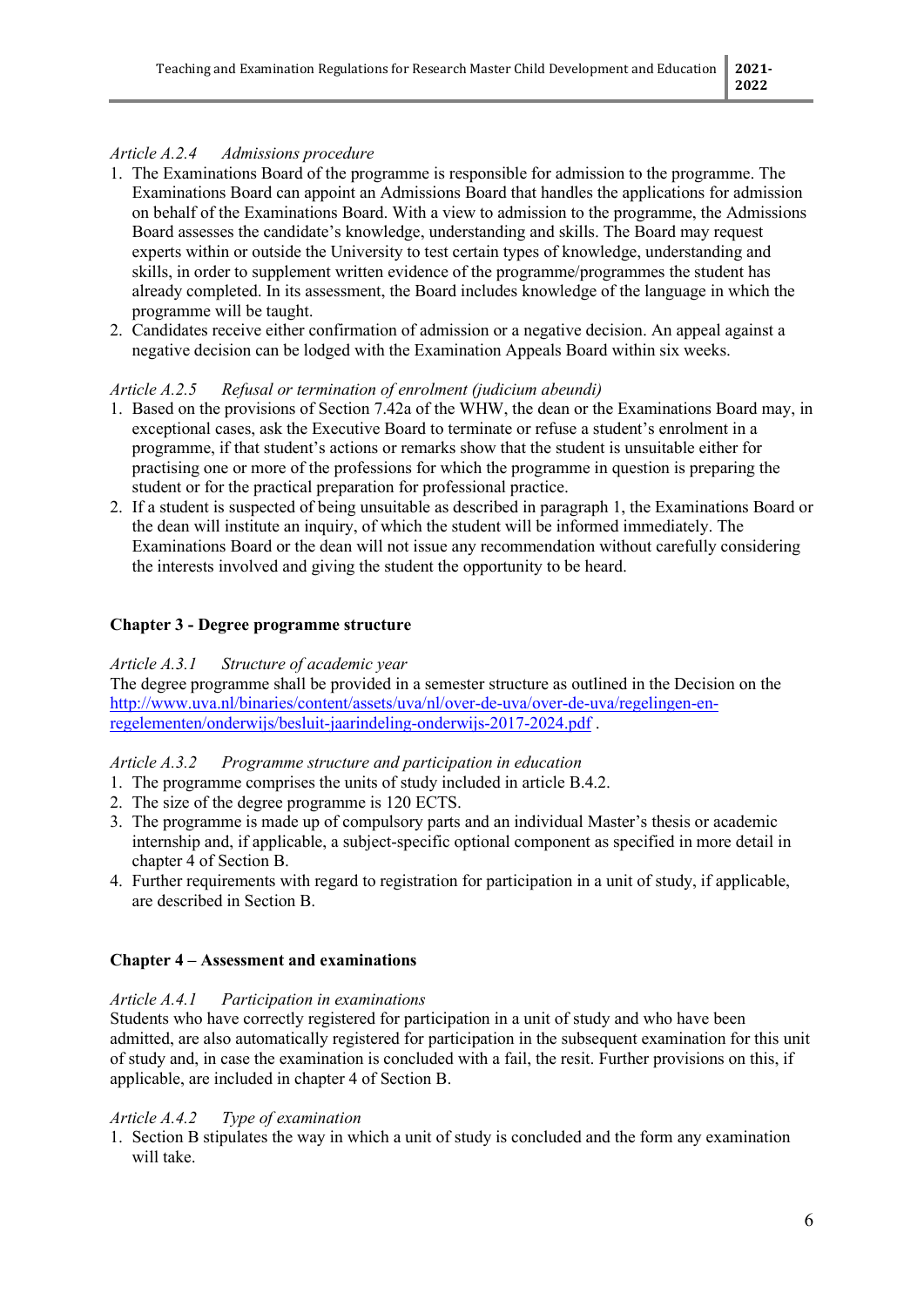*Article A.2.4 Admissions procedure*

1. The Examinations Board of the programme is responsible for admission to the programme. The Examinations Board can appoint an Admissions Board that handles the applications for admission on behalf of the Examinations Board. With a view to admission to the programme, the Admissions Board assesses the candidate's knowledge, understanding and skills. The Board may request experts within or outside the University to test certain types of knowledge, understanding and skills, in order to supplement written evidence of the programme/programmes the student has already completed. In its assessment, the Board includes knowledge of the language in which the programme will be taught.
2. Candidates receive either confirmation of admission or a negative decision. An appeal against a negative decision can be lodged with the Examination Appeals Board within six weeks.

*Article A.2.5 Refusal or termination of enrolment (judicium abeundi)*

1. Based on the provisions of Section 7.42a of the WHW, the dean or the Examinations Board may, in exceptional cases, ask the Executive Board to terminate or refuse a student's enrolment in a programme, if that student's actions or remarks show that the student is unsuitable either for practising one or more of the professions for which the programme in question is preparing the student or for the practical preparation for professional practice.
2. If a student is suspected of being unsuitable as described in paragraph 1, the Examinations Board or the dean will institute an inquiry, of which the student will be informed immediately. The Examinations Board or the dean will not issue any recommendation without carefully considering the interests involved and giving the student the opportunity to be heard.

## Chapter 3 - Degree programme structure

*Article A.3.1 Structure of academic year*

The degree programme shall be provided in a semester structure as outlined in the Decision on the [http://www.uva.nl/binaries/content/assets/uva/nl/over-de-uva/over-de-uva/regelingen-en-regelementen/onderwijs/besluit-jaarindeling-onderwijs-2017-2024.pdf](http://www.uva.nl/binaries/content/assets/uva/nl/over-de-uva/over-de-uva/regelingen-en-regelementen/onderwijs/besluit-jaarindeling-onderwijs-2017-2024.pdf) .

*Article A.3.2 Programme structure and participation in education*

1. The programme comprises the units of study included in article B.4.2.
2. The size of the degree programme is 120 ECTS.
3. The programme is made up of compulsory parts and an individual Master's thesis or academic internship and, if applicable, a subject-specific optional component as specified in more detail in chapter 4 of Section B.
4. Further requirements with regard to registration for participation in a unit of study, if applicable, are described in Section B.

## Chapter 4 – Assessment and examinations

*Article A.4.1 Participation in examinations*

Students who have correctly registered for participation in a unit of study and who have been admitted, are also automatically registered for participation in the subsequent examination for this unit of study and, in case the examination is concluded with a fail, the resit. Further provisions on this, if applicable, are included in chapter 4 of Section B.

*Article A.4.2 Type of examination*

1. Section B stipulates the way in which a unit of study is concluded and the form any examination will take.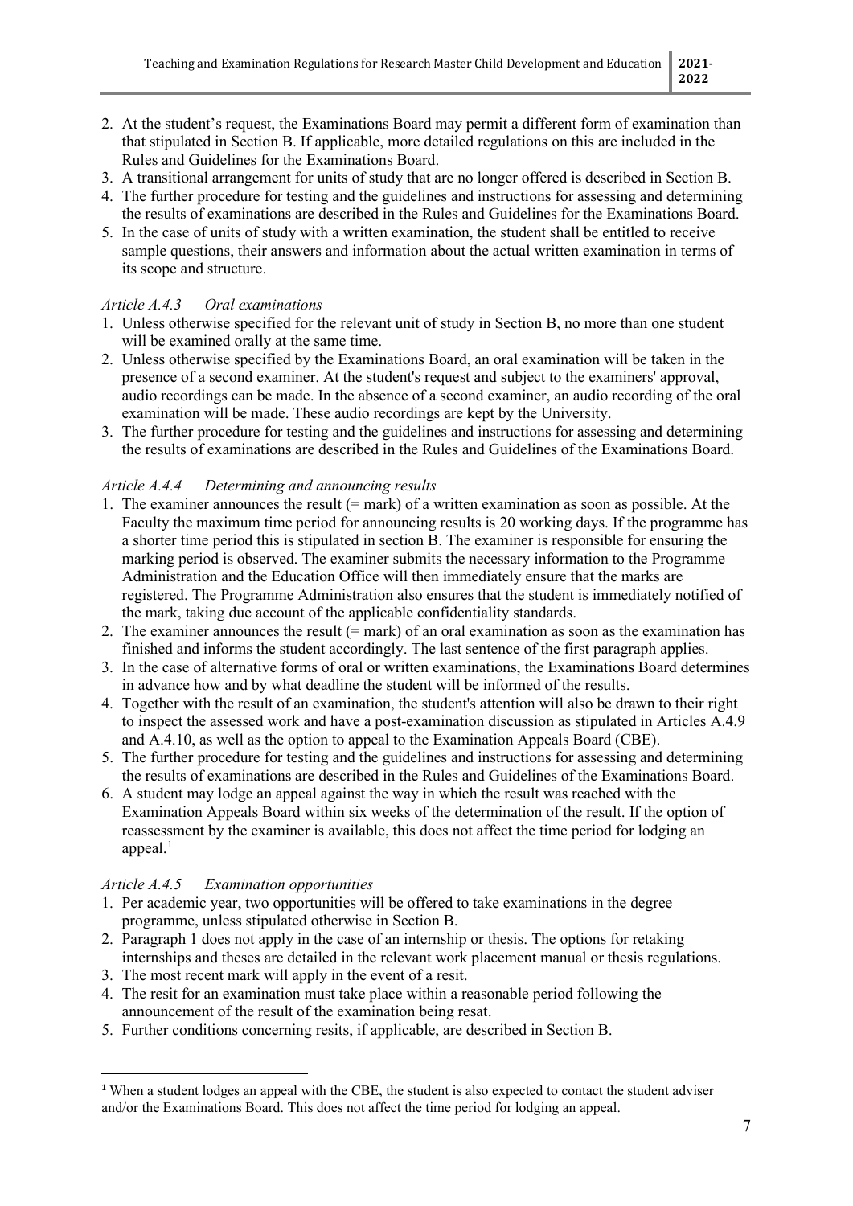2. At the student's request, the Examinations Board may permit a different form of examination than that stipulated in Section B. If applicable, more detailed regulations on this are included in the Rules and Guidelines for the Examinations Board.
3. A transitional arrangement for units of study that are no longer offered is described in Section B.
4. The further procedure for testing and the guidelines and instructions for assessing and determining the results of examinations are described in the Rules and Guidelines for the Examinations Board.
5. In the case of units of study with a written examination, the student shall be entitled to receive sample questions, their answers and information about the actual written examination in terms of its scope and structure.

*Article A.4.3 Oral examinations*

1. Unless otherwise specified for the relevant unit of study in Section B, no more than one student will be examined orally at the same time.
2. Unless otherwise specified by the Examinations Board, an oral examination will be taken in the presence of a second examiner. At the student's request and subject to the examiners' approval, audio recordings can be made. In the absence of a second examiner, an audio recording of the oral examination will be made. These audio recordings are kept by the University.
3. The further procedure for testing and the guidelines and instructions for assessing and determining the results of examinations are described in the Rules and Guidelines of the Examinations Board.

*Article A.4.4 Determining and announcing results*

1. The examiner announces the result (= mark) of a written examination as soon as possible. At the Faculty the maximum time period for announcing results is 20 working days. If the programme has a shorter time period this is stipulated in section B. The examiner is responsible for ensuring the marking period is observed. The examiner submits the necessary information to the Programme Administration and the Education Office will then immediately ensure that the marks are registered. The Programme Administration also ensures that the student is immediately notified of the mark, taking due account of the applicable confidentiality standards.
2. The examiner announces the result (= mark) of an oral examination as soon as the examination has finished and informs the student accordingly. The last sentence of the first paragraph applies.
3. In the case of alternative forms of oral or written examinations, the Examinations Board determines in advance how and by what deadline the student will be informed of the results.
4. Together with the result of an examination, the student's attention will also be drawn to their right to inspect the assessed work and have a post-examination discussion as stipulated in Articles A.4.9 and A.4.10, as well as the option to appeal to the Examination Appeals Board (CBE).
5. The further procedure for testing and the guidelines and instructions for assessing and determining the results of examinations are described in the Rules and Guidelines of the Examinations Board.
6. A student may lodge an appeal against the way in which the result was reached with the Examination Appeals Board within six weeks of the determination of the result. If the option of reassessment by the examiner is available, this does not affect the time period for lodging an appeal.[1]

*Article A.4.5 Examination opportunities*

1. Per academic year, two opportunities will be offered to take examinations in the degree programme, unless stipulated otherwise in Section B.
2. Paragraph 1 does not apply in the case of an internship or thesis. The options for retaking internships and theses are detailed in the relevant work placement manual or thesis regulations.
3. The most recent mark will apply in the event of a resit.
4. The resit for an examination must take place within a reasonable period following the announcement of the result of the examination being resat.
5. Further conditions concerning resits, if applicable, are described in Section B.

[1] When a student lodges an appeal with the CBE, the student is also expected to contact the student adviser and/or the Examinations Board. This does not affect the time period for lodging an appeal.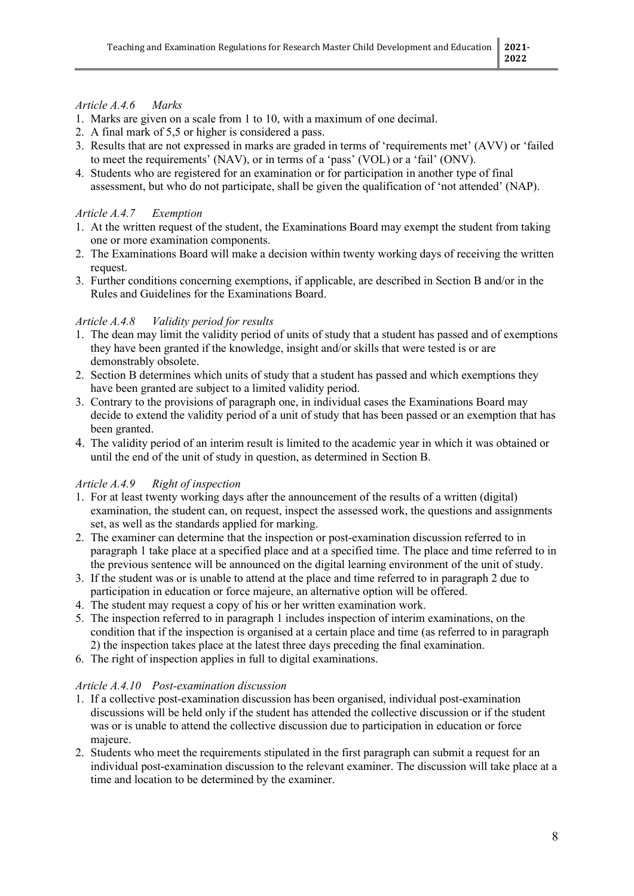*Article A.4.6 Marks*

1. Marks are given on a scale from 1 to 10, with a maximum of one decimal.
2. A final mark of 5,5 or higher is considered a pass.
3. Results that are not expressed in marks are graded in terms of 'requirements met' (AVV) or 'failed to meet the requirements' (NAV), or in terms of a 'pass' (VOL) or a 'fail' (ONV).
4. Students who are registered for an examination or for participation in another type of final assessment, but who do not participate, shall be given the qualification of 'not attended' (NAP).

*Article A.4.7 Exemption*

1. At the written request of the student, the Examinations Board may exempt the student from taking one or more examination components.
2. The Examinations Board will make a decision within twenty working days of receiving the written request.
3. Further conditions concerning exemptions, if applicable, are described in Section B and/or in the Rules and Guidelines for the Examinations Board.

*Article A.4.8 Validity period for results*

1. The dean may limit the validity period of units of study that a student has passed and of exemptions they have been granted if the knowledge, insight and/or skills that were tested is or are demonstrably obsolete.
2. Section B determines which units of study that a student has passed and which exemptions they have been granted are subject to a limited validity period.
3. Contrary to the provisions of paragraph one, in individual cases the Examinations Board may decide to extend the validity period of a unit of study that has been passed or an exemption that has been granted.
4. The validity period of an interim result is limited to the academic year in which it was obtained or until the end of the unit of study in question, as determined in Section B.

*Article A.4.9 Right of inspection*

1. For at least twenty working days after the announcement of the results of a written (digital) examination, the student can, on request, inspect the assessed work, the questions and assignments set, as well as the standards applied for marking.
2. The examiner can determine that the inspection or post-examination discussion referred to in paragraph 1 take place at a specified place and at a specified time. The place and time referred to in the previous sentence will be announced on the digital learning environment of the unit of study.
3. If the student was or is unable to attend at the place and time referred to in paragraph 2 due to participation in education or force majeure, an alternative option will be offered.
4. The student may request a copy of his or her written examination work.
5. The inspection referred to in paragraph 1 includes inspection of interim examinations, on the condition that if the inspection is organised at a certain place and time (as referred to in paragraph 2) the inspection takes place at the latest three days preceding the final examination.
6. The right of inspection applies in full to digital examinations.

*Article A.4.10 Post-examination discussion*

1. If a collective post-examination discussion has been organised, individual post-examination discussions will be held only if the student has attended the collective discussion or if the student was or is unable to attend the collective discussion due to participation in education or force majeure.
2. Students who meet the requirements stipulated in the first paragraph can submit a request for an individual post-examination discussion to the relevant examiner. The discussion will take place at a time and location to be determined by the examiner.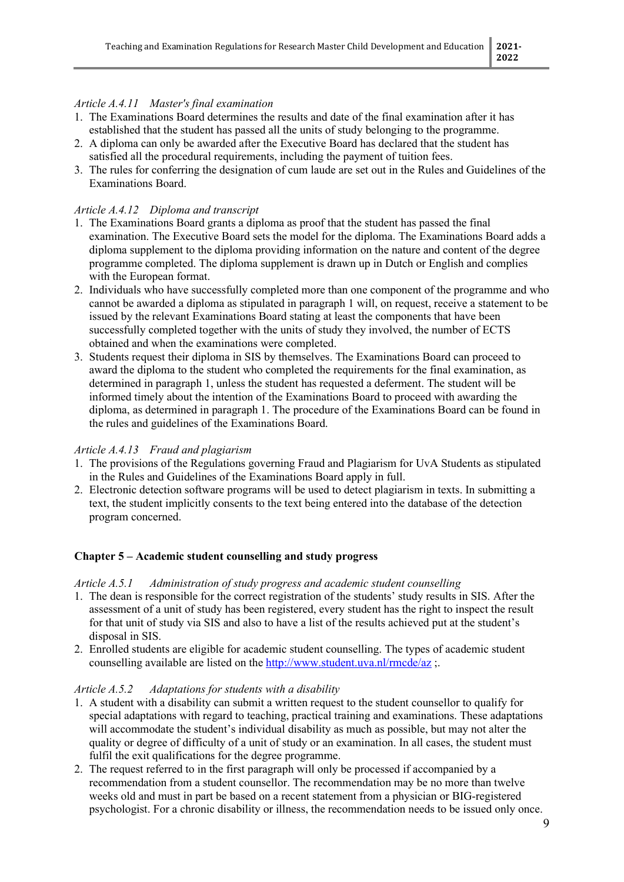*Article A.4.11 Master's final examination*

1. The Examinations Board determines the results and date of the final examination after it has established that the student has passed all the units of study belonging to the programme.
2. A diploma can only be awarded after the Executive Board has declared that the student has satisfied all the procedural requirements, including the payment of tuition fees.
3. The rules for conferring the designation of cum laude are set out in the Rules and Guidelines of the Examinations Board.

*Article A.4.12 Diploma and transcript*

1. The Examinations Board grants a diploma as proof that the student has passed the final examination. The Executive Board sets the model for the diploma. The Examinations Board adds a diploma supplement to the diploma providing information on the nature and content of the degree programme completed. The diploma supplement is drawn up in Dutch or English and complies with the European format.
2. Individuals who have successfully completed more than one component of the programme and who cannot be awarded a diploma as stipulated in paragraph 1 will, on request, receive a statement to be issued by the relevant Examinations Board stating at least the components that have been successfully completed together with the units of study they involved, the number of ECTS obtained and when the examinations were completed.
3. Students request their diploma in SIS by themselves. The Examinations Board can proceed to award the diploma to the student who completed the requirements for the final examination, as determined in paragraph 1, unless the student has requested a deferment. The student will be informed timely about the intention of the Examinations Board to proceed with awarding the diploma, as determined in paragraph 1. The procedure of the Examinations Board can be found in the rules and guidelines of the Examinations Board.

*Article A.4.13 Fraud and plagiarism*

1. The provisions of the Regulations governing Fraud and Plagiarism for UvA Students as stipulated in the Rules and Guidelines of the Examinations Board apply in full.
2. Electronic detection software programs will be used to detect plagiarism in texts. In submitting a text, the student implicitly consents to the text being entered into the database of the detection program concerned.

## Chapter 5 – Academic student counselling and study progress

*Article A.5.1 Administration of study progress and academic student counselling*

1. The dean is responsible for the correct registration of the students' study results in SIS. After the assessment of a unit of study has been registered, every student has the right to inspect the result for that unit of study via SIS and also to have a list of the results achieved put at the student's disposal in SIS.
2. Enrolled students are eligible for academic student counselling. The types of academic student counselling available are listed on the [http://www.student.uva.nl/rmcde/az](http://www.student.uva.nl/rmcde/az) ;.

*Article A.5.2 Adaptations for students with a disability*

1. A student with a disability can submit a written request to the student counsellor to qualify for special adaptations with regard to teaching, practical training and examinations. These adaptations will accommodate the student's individual disability as much as possible, but may not alter the quality or degree of difficulty of a unit of study or an examination. In all cases, the student must fulfil the exit qualifications for the degree programme.
2. The request referred to in the first paragraph will only be processed if accompanied by a recommendation from a student counsellor. The recommendation may be no more than twelve weeks old and must in part be based on a recent statement from a physician or BIG-registered psychologist. For a chronic disability or illness, the recommendation needs to be issued only once.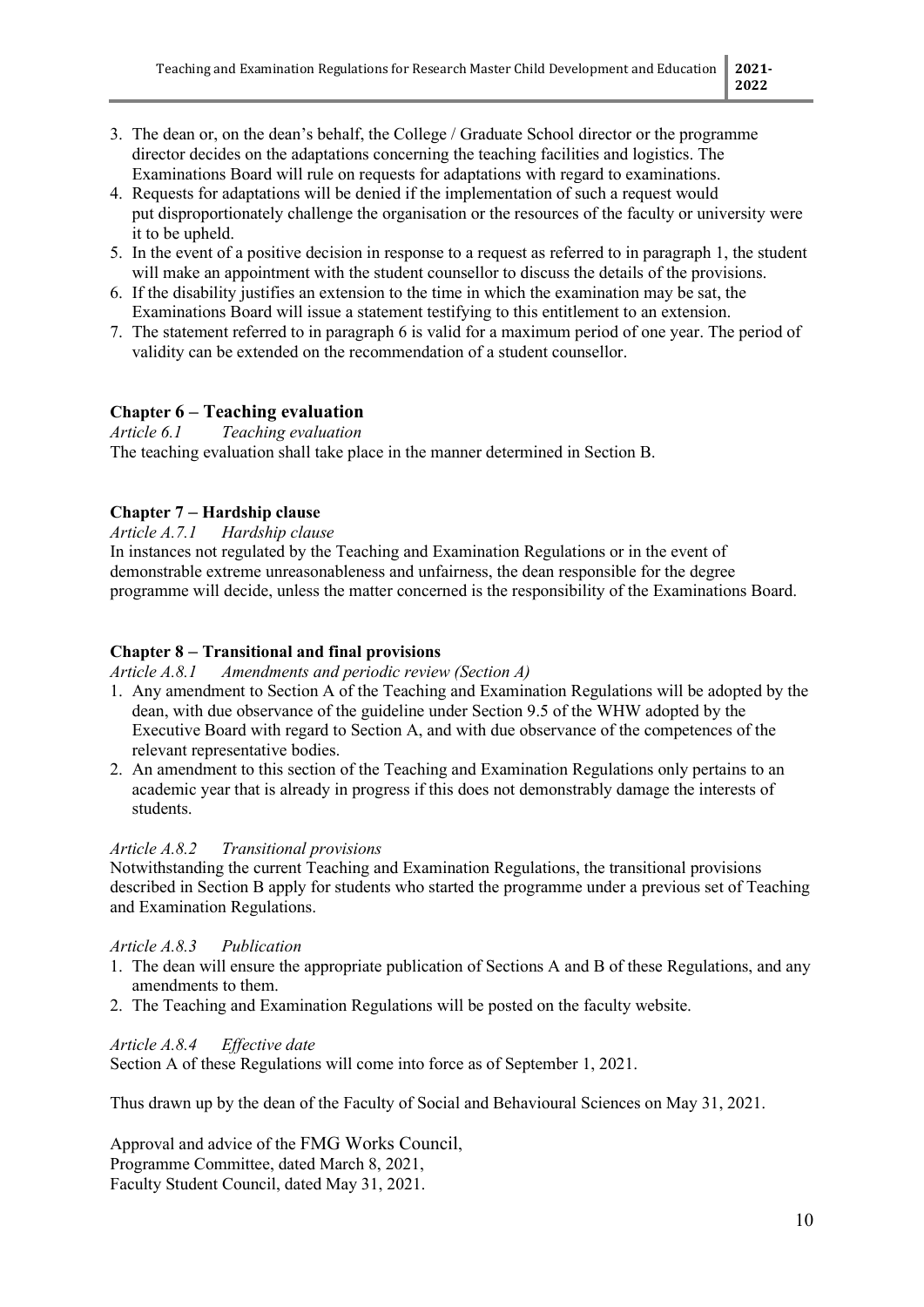3. The dean or, on the dean's behalf, the College / Graduate School director or the programme director decides on the adaptations concerning the teaching facilities and logistics. The Examinations Board will rule on requests for adaptations with regard to examinations.
4. Requests for adaptations will be denied if the implementation of such a request would put disproportionately challenge the organisation or the resources of the faculty or university were it to be upheld.
5. In the event of a positive decision in response to a request as referred to in paragraph 1, the student will make an appointment with the student counsellor to discuss the details of the provisions.
6. If the disability justifies an extension to the time in which the examination may be sat, the Examinations Board will issue a statement testifying to this entitlement to an extension.
7. The statement referred to in paragraph 6 is valid for a maximum period of one year. The period of validity can be extended on the recommendation of a student counsellor.

## Chapter 6 – Teaching evaluation

*Article 6.1 Teaching evaluation*

The teaching evaluation shall take place in the manner determined in Section B.

## Chapter 7 – Hardship clause

*Article A.7.1 Hardship clause*

In instances not regulated by the Teaching and Examination Regulations or in the event of demonstrable extreme unreasonableness and unfairness, the dean responsible for the degree programme will decide, unless the matter concerned is the responsibility of the Examinations Board.

## Chapter 8 – Transitional and final provisions

*Article A.8.1 Amendments and periodic review (Section A)*

1. Any amendment to Section A of the Teaching and Examination Regulations will be adopted by the dean, with due observance of the guideline under Section 9.5 of the WHW adopted by the Executive Board with regard to Section A, and with due observance of the competences of the relevant representative bodies.
2. An amendment to this section of the Teaching and Examination Regulations only pertains to an academic year that is already in progress if this does not demonstrably damage the interests of students.

*Article A.8.2 Transitional provisions*

Notwithstanding the current Teaching and Examination Regulations, the transitional provisions described in Section B apply for students who started the programme under a previous set of Teaching and Examination Regulations.

*Article A.8.3 Publication*

1. The dean will ensure the appropriate publication of Sections A and B of these Regulations, and any amendments to them.
2. The Teaching and Examination Regulations will be posted on the faculty website.

*Article A.8.4 Effective date*

Section A of these Regulations will come into force as of September 1, 2021.

Thus drawn up by the dean of the Faculty of Social and Behavioural Sciences on May 31, 2021.

Approval and advice of the FMG Works Council,
Programme Committee, dated March 8, 2021,
Faculty Student Council, dated May 31, 2021.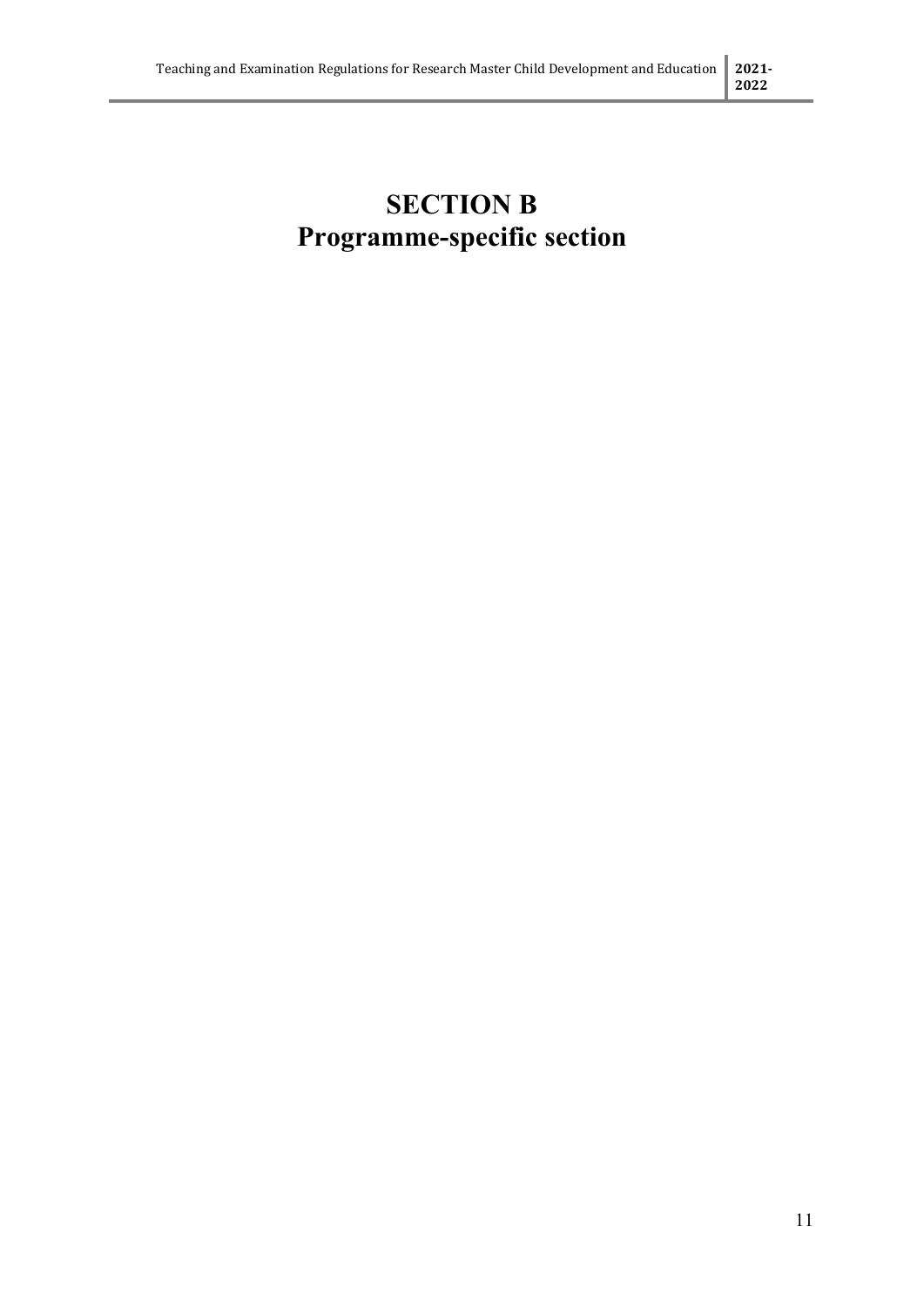# SECTION B
# Programme-specific section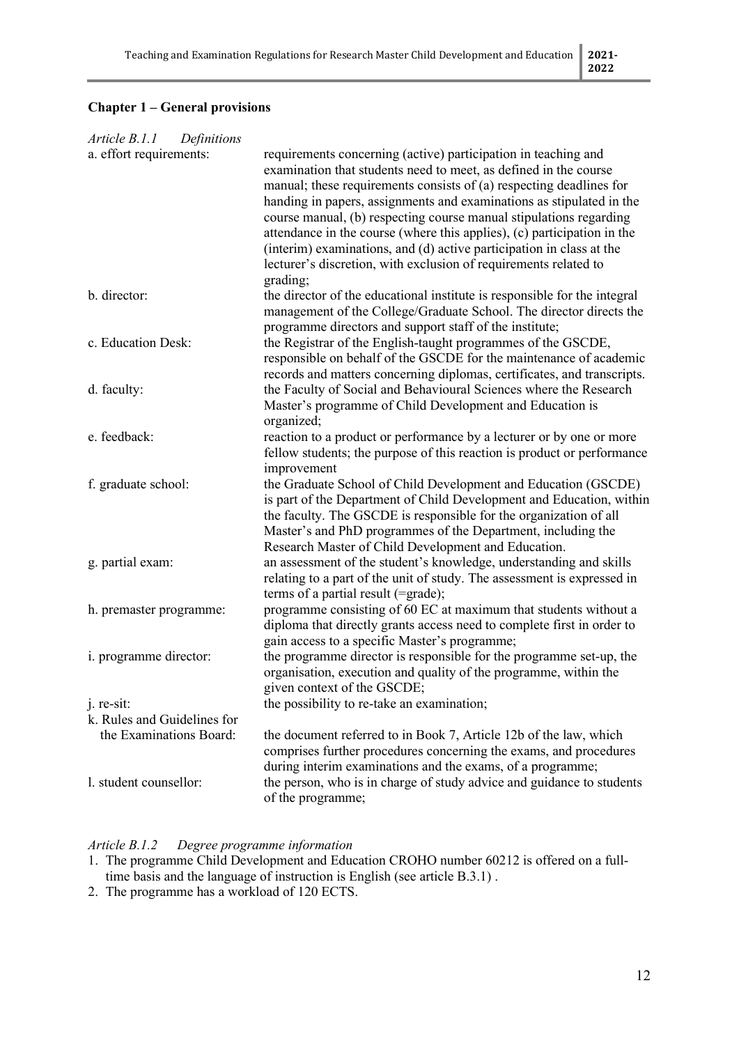## Chapter 1 – General provisions

*Article B.1.1 Definitions*

a. effort requirements: requirements concerning (active) participation in teaching and examination that students need to meet, as defined in the course manual; these requirements consists of (a) respecting deadlines for handing in papers, assignments and examinations as stipulated in the course manual, (b) respecting course manual stipulations regarding attendance in the course (where this applies), (c) participation in the (interim) examinations, and (d) active participation in class at the lecturer's discretion, with exclusion of requirements related to grading;

b. director: the director of the educational institute is responsible for the integral management of the College/Graduate School. The director directs the programme directors and support staff of the institute;

c. Education Desk: the Registrar of the English-taught programmes of the GSCDE, responsible on behalf of the GSCDE for the maintenance of academic records and matters concerning diplomas, certificates, and transcripts.

d. faculty: the Faculty of Social and Behavioural Sciences where the Research Master's programme of Child Development and Education is organized;

e. feedback: reaction to a product or performance by a lecturer or by one or more fellow students; the purpose of this reaction is product or performance improvement

f. graduate school: the Graduate School of Child Development and Education (GSCDE) is part of the Department of Child Development and Education, within the faculty. The GSCDE is responsible for the organization of all Master's and PhD programmes of the Department, including the Research Master of Child Development and Education.

g. partial exam: an assessment of the student's knowledge, understanding and skills relating to a part of the unit of study. The assessment is expressed in terms of a partial result (=grade);

h. premaster programme: programme consisting of 60 EC at maximum that students without a diploma that directly grants access need to complete first in order to gain access to a specific Master's programme;

i. programme director: the programme director is responsible for the programme set-up, the organisation, execution and quality of the programme, within the given context of the GSCDE;

j. re-sit: the possibility to re-take an examination;

k. Rules and Guidelines for the Examinations Board: the document referred to in Book 7, Article 12b of the law, which comprises further procedures concerning the exams, and procedures during interim examinations and the exams, of a programme;

l. student counsellor: the person, who is in charge of study advice and guidance to students of the programme;

*Article B.1.2 Degree programme information*

1. The programme Child Development and Education CROHO number 60212 is offered on a full-time basis and the language of instruction is English (see article B.3.1) .
2. The programme has a workload of 120 ECTS.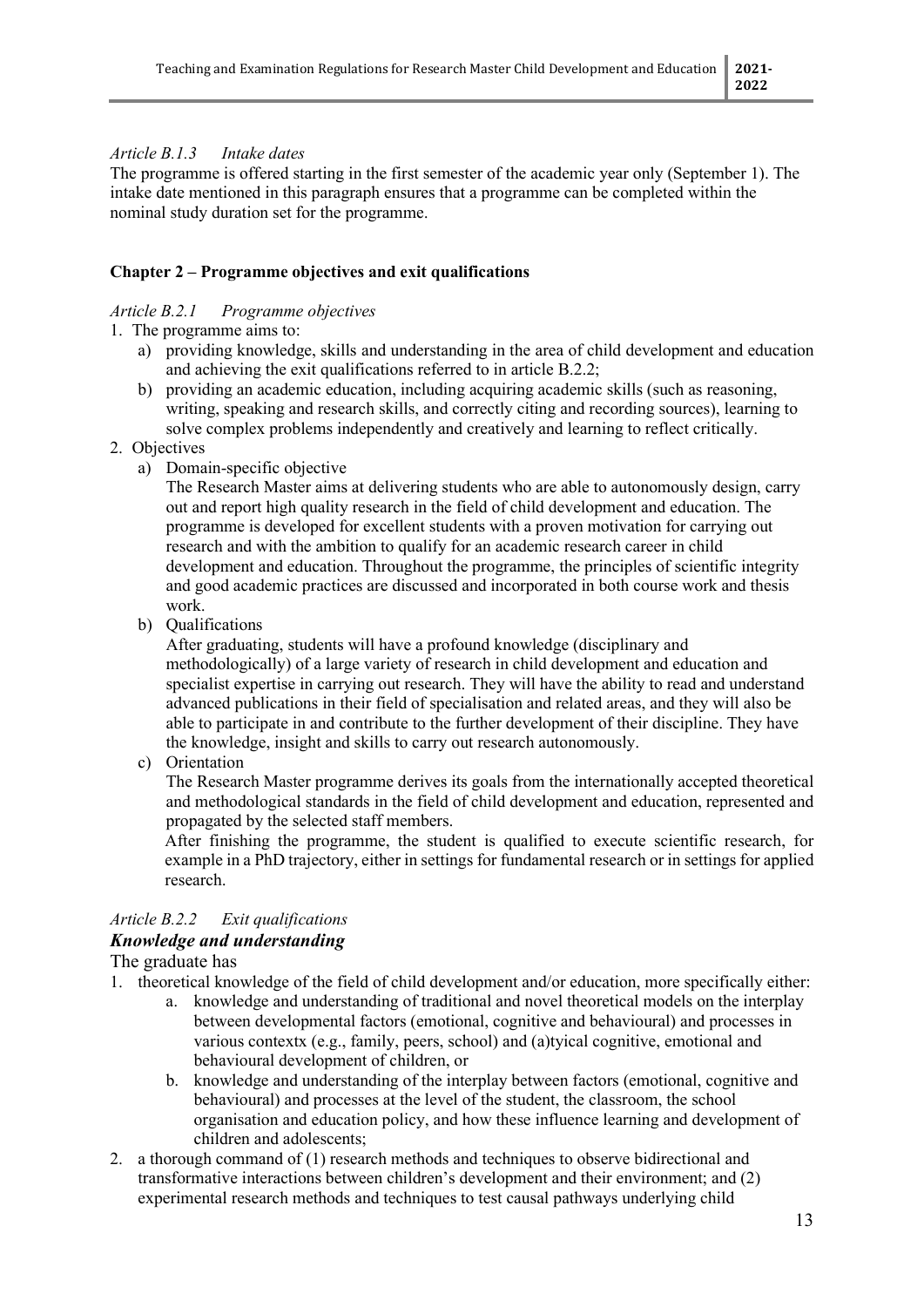*Article B.1.3 Intake dates*

The programme is offered starting in the first semester of the academic year only (September 1). The intake date mentioned in this paragraph ensures that a programme can be completed within the nominal study duration set for the programme.

**Chapter 2 – Programme objectives and exit qualifications**

*Article B.2.1 Programme objectives*

1. The programme aims to:
   a) providing knowledge, skills and understanding in the area of child development and education and achieving the exit qualifications referred to in article B.2.2;
   b) providing an academic education, including acquiring academic skills (such as reasoning, writing, speaking and research skills, and correctly citing and recording sources), learning to solve complex problems independently and creatively and learning to reflect critically.
2. Objectives
   a) Domain-specific objective

      The Research Master aims at delivering students who are able to autonomously design, carry out and report high quality research in the field of child development and education. The programme is developed for excellent students with a proven motivation for carrying out research and with the ambition to qualify for an academic research career in child development and education. Throughout the programme, the principles of scientific integrity and good academic practices are discussed and incorporated in both course work and thesis work.
   b) Qualifications

      After graduating, students will have a profound knowledge (disciplinary and methodologically) of a large variety of research in child development and education and specialist expertise in carrying out research. They will have the ability to read and understand advanced publications in their field of specialisation and related areas, and they will also be able to participate in and contribute to the further development of their discipline. They have the knowledge, insight and skills to carry out research autonomously.
   c) Orientation

      The Research Master programme derives its goals from the internationally accepted theoretical and methodological standards in the field of child development and education, represented and propagated by the selected staff members.

      After finishing the programme, the student is qualified to execute scientific research, for example in a PhD trajectory, either in settings for fundamental research or in settings for applied research.

*Article B.2.2 Exit qualifications*

***Knowledge and understanding***

The graduate has

1. theoretical knowledge of the field of child development and/or education, more specifically either:
   a. knowledge and understanding of traditional and novel theoretical models on the interplay between developmental factors (emotional, cognitive and behavioural) and processes in various contextx (e.g., family, peers, school) and (a)tyical cognitive, emotional and behavioural development of children, or
   b. knowledge and understanding of the interplay between factors (emotional, cognitive and behavioural) and processes at the level of the student, the classroom, the school organisation and education policy, and how these influence learning and development of children and adolescents;
2. a thorough command of (1) research methods and techniques to observe bidirectional and transformative interactions between children's development and their environment; and (2) experimental research methods and techniques to test causal pathways underlying child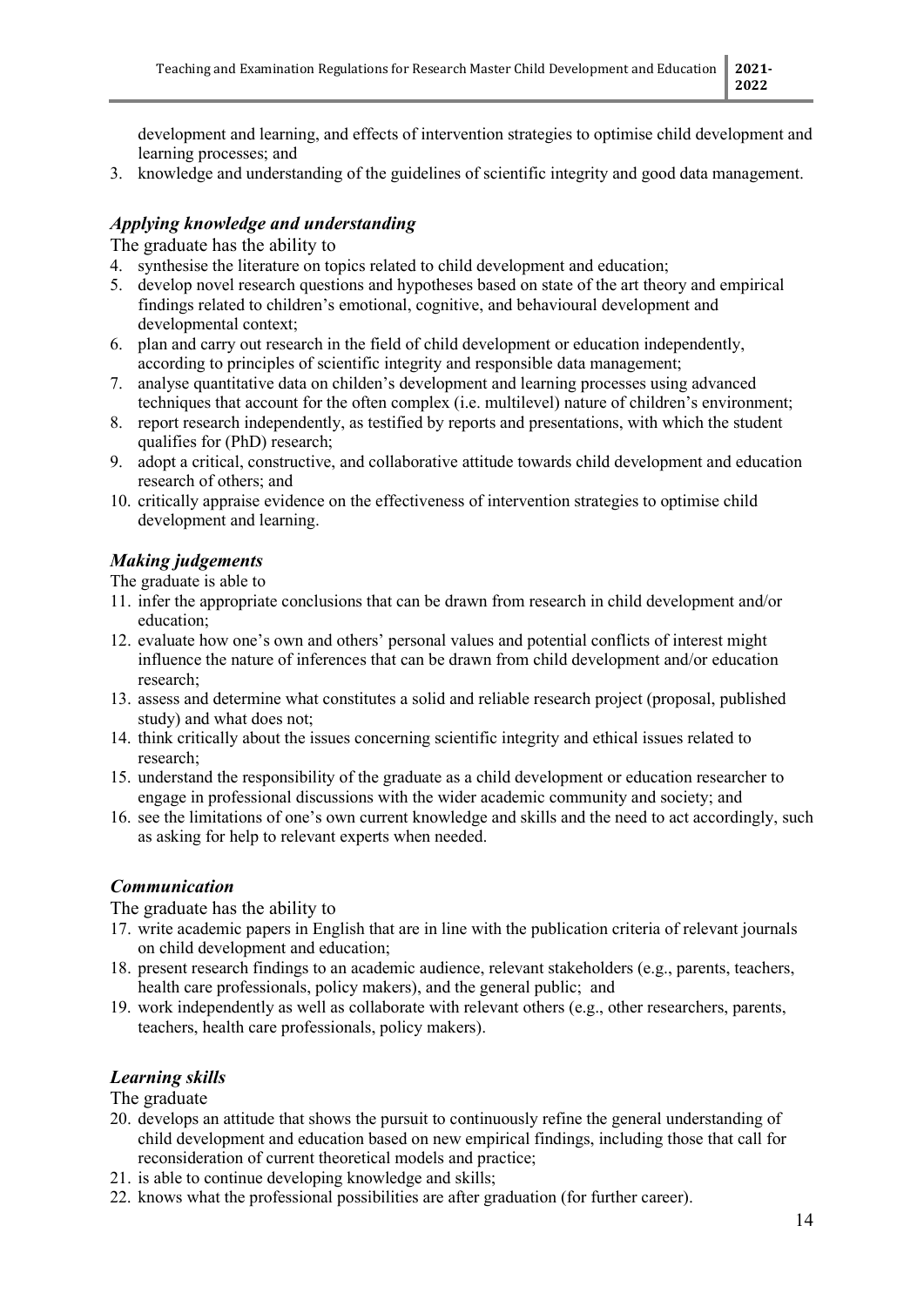development and learning, and effects of intervention strategies to optimise child development and learning processes; and
3. knowledge and understanding of the guidelines of scientific integrity and good data management.

### *Applying knowledge and understanding*

The graduate has the ability to

4. synthesise the literature on topics related to child development and education;
5. develop novel research questions and hypotheses based on state of the art theory and empirical findings related to children's emotional, cognitive, and behavioural development and developmental context;
6. plan and carry out research in the field of child development or education independently, according to principles of scientific integrity and responsible data management;
7. analyse quantitative data on childen's development and learning processes using advanced techniques that account for the often complex (i.e. multilevel) nature of children's environment;
8. report research independently, as testified by reports and presentations, with which the student qualifies for (PhD) research;
9. adopt a critical, constructive, and collaborative attitude towards child development and education research of others; and
10. critically appraise evidence on the effectiveness of intervention strategies to optimise child development and learning.

### *Making judgements*

The graduate is able to

11. infer the appropriate conclusions that can be drawn from research in child development and/or education;
12. evaluate how one's own and others' personal values and potential conflicts of interest might influence the nature of inferences that can be drawn from child development and/or education research;
13. assess and determine what constitutes a solid and reliable research project (proposal, published study) and what does not;
14. think critically about the issues concerning scientific integrity and ethical issues related to research;
15. understand the responsibility of the graduate as a child development or education researcher to engage in professional discussions with the wider academic community and society; and
16. see the limitations of one's own current knowledge and skills and the need to act accordingly, such as asking for help to relevant experts when needed.

### *Communication*

The graduate has the ability to

17. write academic papers in English that are in line with the publication criteria of relevant journals on child development and education;
18. present research findings to an academic audience, relevant stakeholders (e.g., parents, teachers, health care professionals, policy makers), and the general public; and
19. work independently as well as collaborate with relevant others (e.g., other researchers, parents, teachers, health care professionals, policy makers).

### *Learning skills*

The graduate

20. develops an attitude that shows the pursuit to continuously refine the general understanding of child development and education based on new empirical findings, including those that call for reconsideration of current theoretical models and practice;
21. is able to continue developing knowledge and skills;
22. knows what the professional possibilities are after graduation (for further career).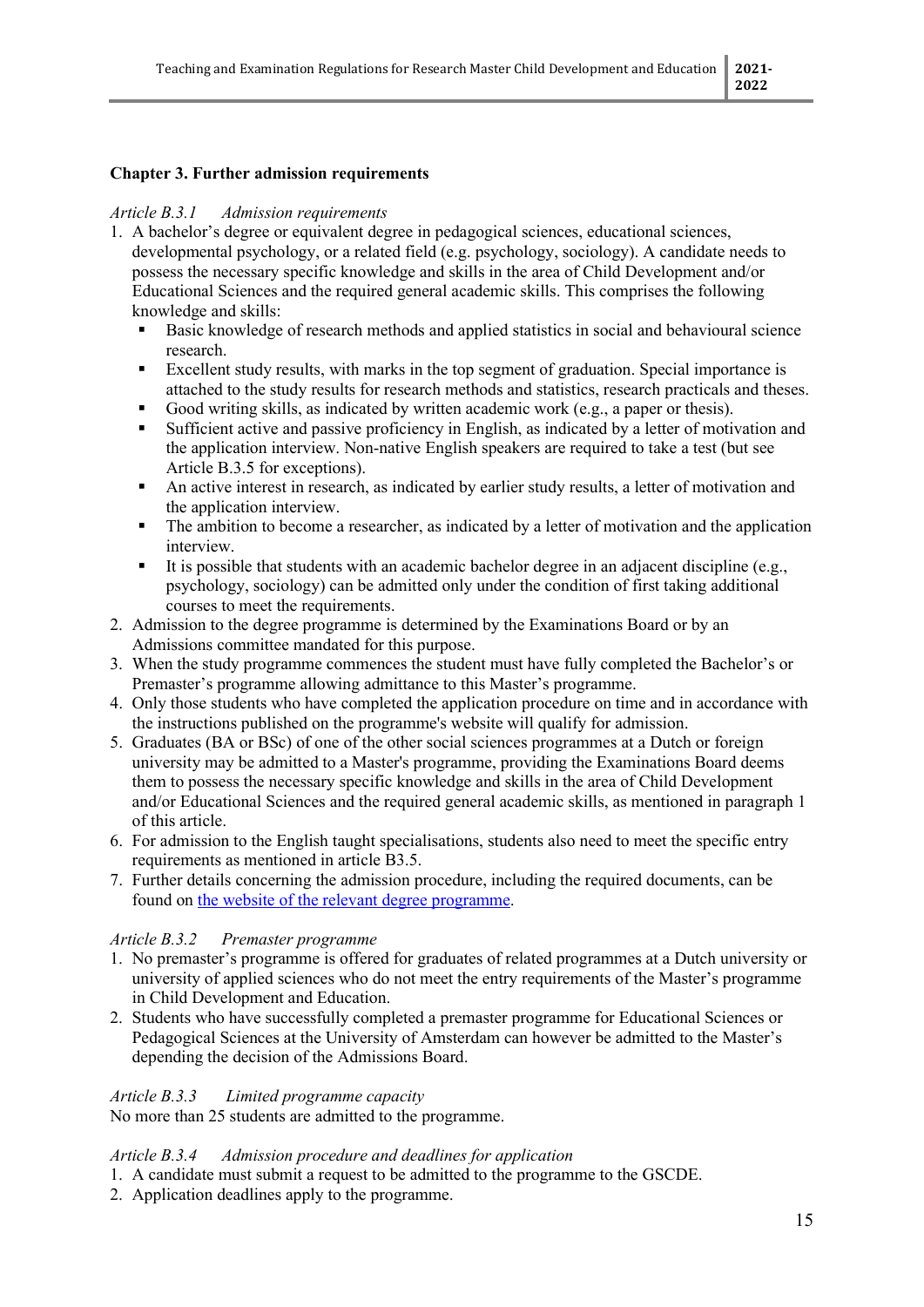## Chapter 3. Further admission requirements

*Article B.3.1 Admission requirements*

1. A bachelor's degree or equivalent degree in pedagogical sciences, educational sciences, developmental psychology, or a related field (e.g. psychology, sociology). A candidate needs to possess the necessary specific knowledge and skills in the area of Child Development and/or Educational Sciences and the required general academic skills. This comprises the following knowledge and skills:
   - Basic knowledge of research methods and applied statistics in social and behavioural science research.
   - Excellent study results, with marks in the top segment of graduation. Special importance is attached to the study results for research methods and statistics, research practicals and theses.
   - Good writing skills, as indicated by written academic work (e.g., a paper or thesis).
   - Sufficient active and passive proficiency in English, as indicated by a letter of motivation and the application interview. Non-native English speakers are required to take a test (but see Article B.3.5 for exceptions).
   - An active interest in research, as indicated by earlier study results, a letter of motivation and the application interview.
   - The ambition to become a researcher, as indicated by a letter of motivation and the application interview.
   - It is possible that students with an academic bachelor degree in an adjacent discipline (e.g., psychology, sociology) can be admitted only under the condition of first taking additional courses to meet the requirements.
2. Admission to the degree programme is determined by the Examinations Board or by an Admissions committee mandated for this purpose.
3. When the study programme commences the student must have fully completed the Bachelor's or Premaster's programme allowing admittance to this Master's programme.
4. Only those students who have completed the application procedure on time and in accordance with the instructions published on the programme's website will qualify for admission.
5. Graduates (BA or BSc) of one of the other social sciences programmes at a Dutch or foreign university may be admitted to a Master's programme, providing the Examinations Board deems them to possess the necessary specific knowledge and skills in the area of Child Development and/or Educational Sciences and the required general academic skills, as mentioned in paragraph 1 of this article.
6. For admission to the English taught specialisations, students also need to meet the specific entry requirements as mentioned in article B3.5.
7. Further details concerning the admission procedure, including the required documents, can be found on the website of the relevant degree programme.

*Article B.3.2 Premaster programme*

1. No premaster's programme is offered for graduates of related programmes at a Dutch university or university of applied sciences who do not meet the entry requirements of the Master's programme in Child Development and Education.
2. Students who have successfully completed a premaster programme for Educational Sciences or Pedagogical Sciences at the University of Amsterdam can however be admitted to the Master's depending the decision of the Admissions Board.

*Article B.3.3 Limited programme capacity*

No more than 25 students are admitted to the programme.

*Article B.3.4 Admission procedure and deadlines for application*

1. A candidate must submit a request to be admitted to the programme to the GSCDE.
2. Application deadlines apply to the programme.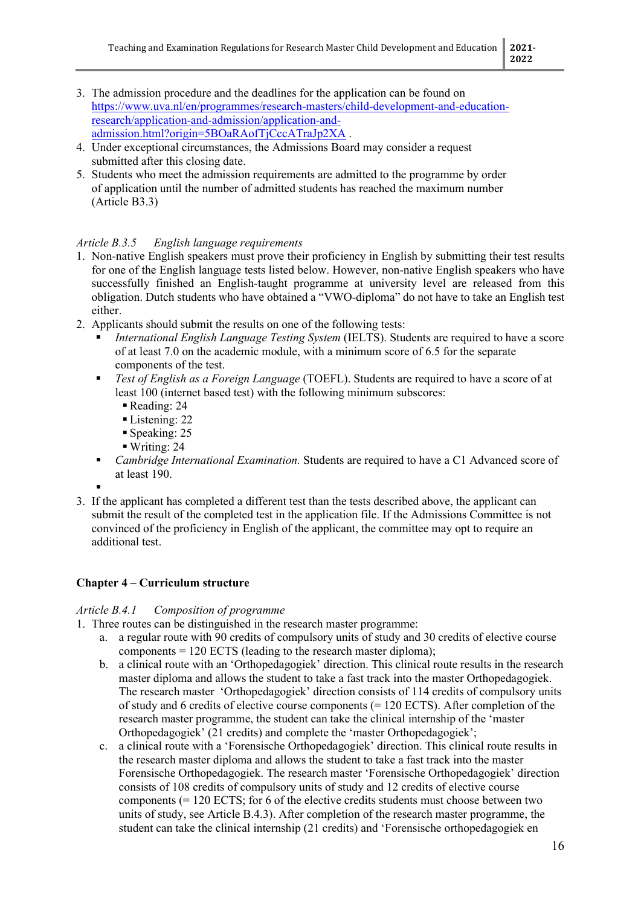3. The admission procedure and the deadlines for the application can be found on [https://www.uva.nl/en/programmes/research-masters/child-development-and-education-research/application-and-admission/application-and-admission.html?origin=5BOaRAofTjCccATraJp2XA](https://www.uva.nl/en/programmes/research-masters/child-development-and-education-research/application-and-admission/application-and-admission.html?origin=5BOaRAofTjCccATraJp2XA) .
4. Under exceptional circumstances, the Admissions Board may consider a request submitted after this closing date.
5. Students who meet the admission requirements are admitted to the programme by order of application until the number of admitted students has reached the maximum number (Article B3.3)

*Article B.3.5 English language requirements*

1. Non-native English speakers must prove their proficiency in English by submitting their test results for one of the English language tests listed below. However, non-native English speakers who have successfully finished an English-taught programme at university level are released from this obligation. Dutch students who have obtained a “VWO-diploma” do not have to take an English test either.
2. Applicants should submit the results on one of the following tests:
   - *International English Language Testing System* (IELTS). Students are required to have a score of at least 7.0 on the academic module, with a minimum score of 6.5 for the separate components of the test.
   - *Test of English as a Foreign Language* (TOEFL). Students are required to have a score of at least 100 (internet based test) with the following minimum subscores:
     - Reading: 24
     - Listening: 22
     - Speaking: 25
     - Writing: 24
   - *Cambridge International Examination.* Students are required to have a C1 Advanced score of at least 190.
   - 
3. If the applicant has completed a different test than the tests described above, the applicant can submit the result of the completed test in the application file. If the Admissions Committee is not convinced of the proficiency in English of the applicant, the committee may opt to require an additional test.

**Chapter 4 – Curriculum structure**

*Article B.4.1 Composition of programme*

1. Three routes can be distinguished in the research master programme:
   a. a regular route with 90 credits of compulsory units of study and 30 credits of elective course components = 120 ECTS (leading to the research master diploma);
   b. a clinical route with an ‘Orthopedagogiek’ direction. This clinical route results in the research master diploma and allows the student to take a fast track into the master Orthopedagogiek. The research master ‘Orthopedagogiek’ direction consists of 114 credits of compulsory units of study and 6 credits of elective course components (= 120 ECTS). After completion of the research master programme, the student can take the clinical internship of the ‘master Orthopedagogiek’ (21 credits) and complete the ‘master Orthopedagogiek’;
   c. a clinical route with a ‘Forensische Orthopedagogiek’ direction. This clinical route results in the research master diploma and allows the student to take a fast track into the master Forensische Orthopedagogiek. The research master ‘Forensische Orthopedagogiek’ direction consists of 108 credits of compulsory units of study and 12 credits of elective course components (= 120 ECTS; for 6 of the elective credits students must choose between two units of study, see Article B.4.3). After completion of the research master programme, the student can take the clinical internship (21 credits) and ‘Forensische orthopedagogiek en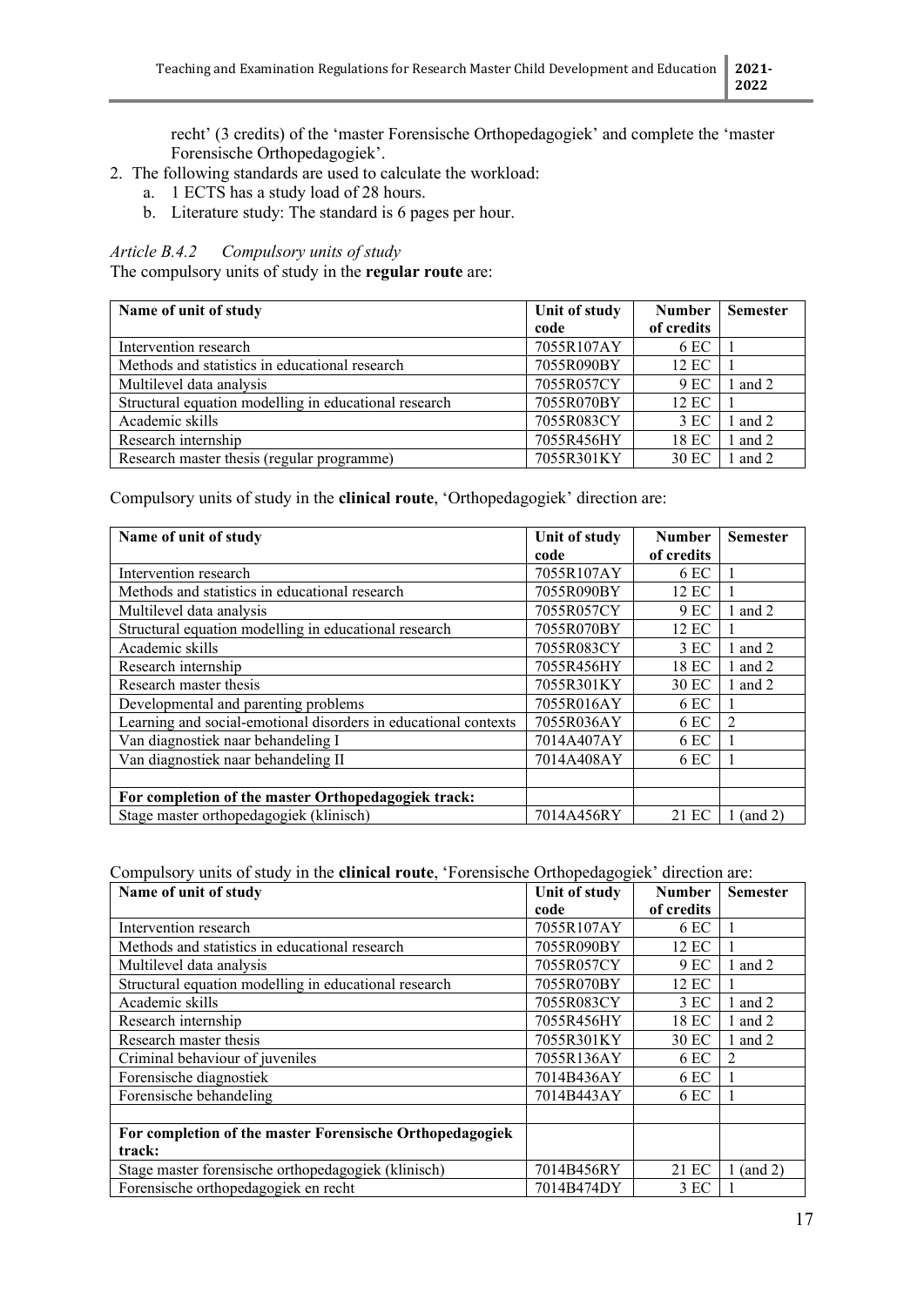recht' (3 credits) of the 'master Forensische Orthopedagogiek' and complete the 'master Forensische Orthopedagogiek'.

2. The following standards are used to calculate the workload:
   a. 1 ECTS has a study load of 28 hours.
   b. Literature study: The standard is 6 pages per hour.

*Article B.4.2 Compulsory units of study*

The compulsory units of study in the **regular route** are:

| Name of unit of study | Unit of study code | Number of credits | Semester |
|---|---|---|---|
| Intervention research | 7055R107AY | 6 EC | 1 |
| Methods and statistics in educational research | 7055R090BY | 12 EC | 1 |
| Multilevel data analysis | 7055R057CY | 9 EC | 1 and 2 |
| Structural equation modelling in educational research | 7055R070BY | 12 EC | 1 |
| Academic skills | 7055R083CY | 3 EC | 1 and 2 |
| Research internship | 7055R456HY | 18 EC | 1 and 2 |
| Research master thesis (regular programme) | 7055R301KY | 30 EC | 1 and 2 |

Compulsory units of study in the **clinical route**, 'Orthopedagogiek' direction are:

| Name of unit of study | Unit of study code | Number of credits | Semester |
|---|---|---|---|
| Intervention research | 7055R107AY | 6 EC | 1 |
| Methods and statistics in educational research | 7055R090BY | 12 EC | 1 |
| Multilevel data analysis | 7055R057CY | 9 EC | 1 and 2 |
| Structural equation modelling in educational research | 7055R070BY | 12 EC | 1 |
| Academic skills | 7055R083CY | 3 EC | 1 and 2 |
| Research internship | 7055R456HY | 18 EC | 1 and 2 |
| Research master thesis | 7055R301KY | 30 EC | 1 and 2 |
| Developmental and parenting problems | 7055R016AY | 6 EC | 1 |
| Learning and social-emotional disorders in educational contexts | 7055R036AY | 6 EC | 2 |
| Van diagnostiek naar behandeling I | 7014A407AY | 6 EC | 1 |
| Van diagnostiek naar behandeling II | 7014A408AY | 6 EC | 1 |
| | | | |
| **For completion of the master Orthopedagogiek track:** | | | |
| Stage master orthopedagogiek (klinisch) | 7014A456RY | 21 EC | 1 (and 2) |

Compulsory units of study in the **clinical route**, 'Forensische Orthopedagogiek' direction are:

| Name of unit of study | Unit of study code | Number of credits | Semester |
|---|---|---|---|
| Intervention research | 7055R107AY | 6 EC | 1 |
| Methods and statistics in educational research | 7055R090BY | 12 EC | 1 |
| Multilevel data analysis | 7055R057CY | 9 EC | 1 and 2 |
| Structural equation modelling in educational research | 7055R070BY | 12 EC | 1 |
| Academic skills | 7055R083CY | 3 EC | 1 and 2 |
| Research internship | 7055R456HY | 18 EC | 1 and 2 |
| Research master thesis | 7055R301KY | 30 EC | 1 and 2 |
| Criminal behaviour of juveniles | 7055R136AY | 6 EC | 2 |
| Forensische diagnostiek | 7014B436AY | 6 EC | 1 |
| Forensische behandeling | 7014B443AY | 6 EC | 1 |
| | | | |
| **For completion of the master Forensische Orthopedagogiek track:** | | | |
| Stage master forensische orthopedagogiek (klinisch) | 7014B456RY | 21 EC | 1 (and 2) |
| Forensische orthopedagogiek en recht | 7014B474DY | 3 EC | 1 |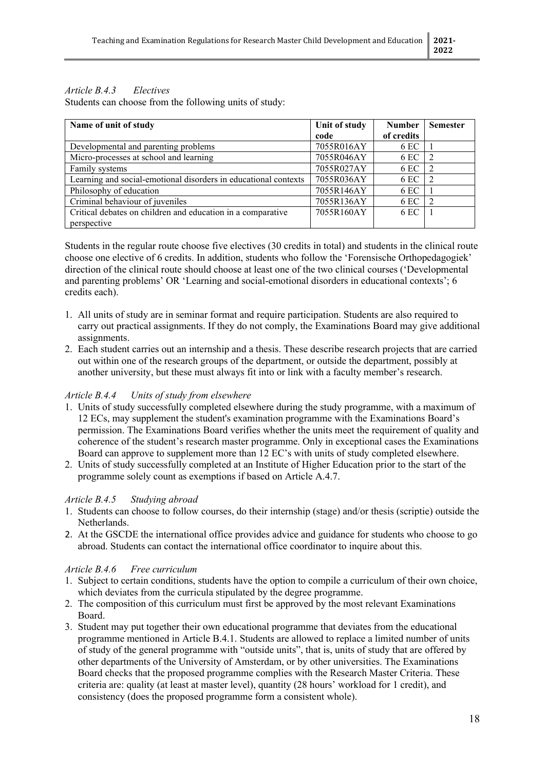*Article B.4.3 Electives*

Students can choose from the following units of study:

| Name of unit of study | Unit of study code | Number of credits | Semester |
|---|---|---|---|
| Developmental and parenting problems | 7055R016AY | 6 EC | 1 |
| Micro-processes at school and learning | 7055R046AY | 6 EC | 2 |
| Family systems | 7055R027AY | 6 EC | 2 |
| Learning and social-emotional disorders in educational contexts | 7055R036AY | 6 EC | 2 |
| Philosophy of education | 7055R146AY | 6 EC | 1 |
| Criminal behaviour of juveniles | 7055R136AY | 6 EC | 2 |
| Critical debates on children and education in a comparative perspective | 7055R160AY | 6 EC | 1 |

Students in the regular route choose five electives (30 credits in total) and students in the clinical route choose one elective of 6 credits. In addition, students who follow the 'Forensische Orthopedagogiek' direction of the clinical route should choose at least one of the two clinical courses ('Developmental and parenting problems' OR 'Learning and social-emotional disorders in educational contexts'; 6 credits each).

1. All units of study are in seminar format and require participation. Students are also required to carry out practical assignments. If they do not comply, the Examinations Board may give additional assignments.
2. Each student carries out an internship and a thesis. These describe research projects that are carried out within one of the research groups of the department, or outside the department, possibly at another university, but these must always fit into or link with a faculty member's research.

*Article B.4.4 Units of study from elsewhere*

1. Units of study successfully completed elsewhere during the study programme, with a maximum of 12 ECs, may supplement the student's examination programme with the Examinations Board's permission. The Examinations Board verifies whether the units meet the requirement of quality and coherence of the student's research master programme. Only in exceptional cases the Examinations Board can approve to supplement more than 12 EC's with units of study completed elsewhere.
2. Units of study successfully completed at an Institute of Higher Education prior to the start of the programme solely count as exemptions if based on Article A.4.7.

*Article B.4.5 Studying abroad*

1. Students can choose to follow courses, do their internship (stage) and/or thesis (scriptie) outside the Netherlands.
2. At the GSCDE the international office provides advice and guidance for students who choose to go abroad. Students can contact the international office coordinator to inquire about this.

*Article B.4.6 Free curriculum*

1. Subject to certain conditions, students have the option to compile a curriculum of their own choice, which deviates from the curricula stipulated by the degree programme.
2. The composition of this curriculum must first be approved by the most relevant Examinations Board.
3. Student may put together their own educational programme that deviates from the educational programme mentioned in Article B.4.1. Students are allowed to replace a limited number of units of study of the general programme with "outside units", that is, units of study that are offered by other departments of the University of Amsterdam, or by other universities. The Examinations Board checks that the proposed programme complies with the Research Master Criteria. These criteria are: quality (at least at master level), quantity (28 hours' workload for 1 credit), and consistency (does the proposed programme form a consistent whole).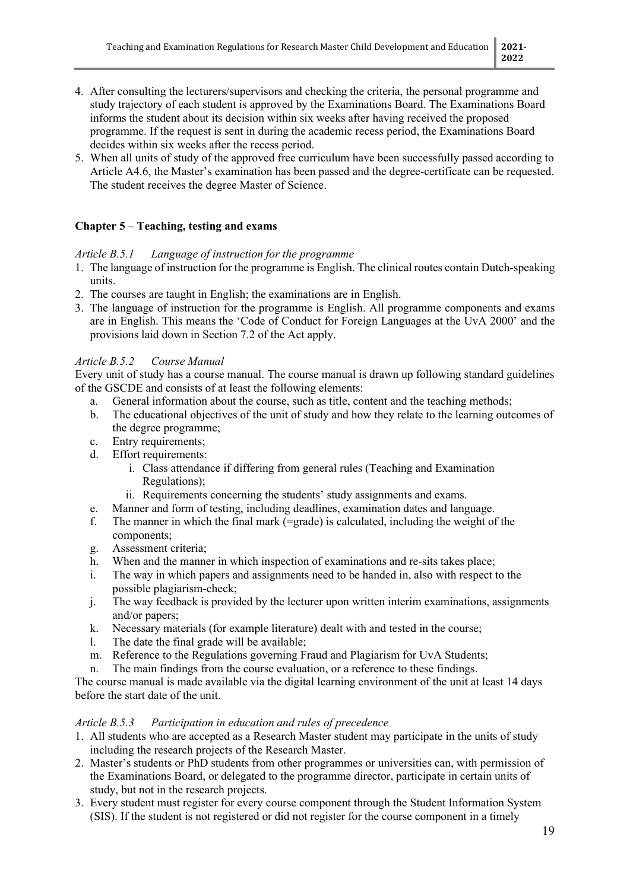4. After consulting the lecturers/supervisors and checking the criteria, the personal programme and study trajectory of each student is approved by the Examinations Board. The Examinations Board informs the student about its decision within six weeks after having received the proposed programme. If the request is sent in during the academic recess period, the Examinations Board decides within six weeks after the recess period.
5. When all units of study of the approved free curriculum have been successfully passed according to Article A4.6, the Master's examination has been passed and the degree-certificate can be requested. The student receives the degree Master of Science.

## Chapter 5 – Teaching, testing and exams

*Article B.5.1 Language of instruction for the programme*

1. The language of instruction for the programme is English. The clinical routes contain Dutch-speaking units.
2. The courses are taught in English; the examinations are in English.
3. The language of instruction for the programme is English. All programme components and exams are in English. This means the 'Code of Conduct for Foreign Languages at the UvA 2000' and the provisions laid down in Section 7.2 of the Act apply.

*Article B.5.2 Course Manual*

Every unit of study has a course manual. The course manual is drawn up following standard guidelines of the GSCDE and consists of at least the following elements:

a. General information about the course, such as title, content and the teaching methods;
b. The educational objectives of the unit of study and how they relate to the learning outcomes of the degree programme;
c. Entry requirements;
d. Effort requirements:
   i. Class attendance if differing from general rules (Teaching and Examination Regulations);
   ii. Requirements concerning the students' study assignments and exams.
e. Manner and form of testing, including deadlines, examination dates and language.
f. The manner in which the final mark (=grade) is calculated, including the weight of the components;
g. Assessment criteria;
h. When and the manner in which inspection of examinations and re-sits takes place;
i. The way in which papers and assignments need to be handed in, also with respect to the possible plagiarism-check;
j. The way feedback is provided by the lecturer upon written interim examinations, assignments and/or papers;
k. Necessary materials (for example literature) dealt with and tested in the course;
l. The date the final grade will be available;
m. Reference to the Regulations governing Fraud and Plagiarism for UvA Students;
n. The main findings from the course evaluation, or a reference to these findings.

The course manual is made available via the digital learning environment of the unit at least 14 days before the start date of the unit.

*Article B.5.3 Participation in education and rules of precedence*

1. All students who are accepted as a Research Master student may participate in the units of study including the research projects of the Research Master.
2. Master's students or PhD students from other programmes or universities can, with permission of the Examinations Board, or delegated to the programme director, participate in certain units of study, but not in the research projects.
3. Every student must register for every course component through the Student Information System (SIS). If the student is not registered or did not register for the course component in a timely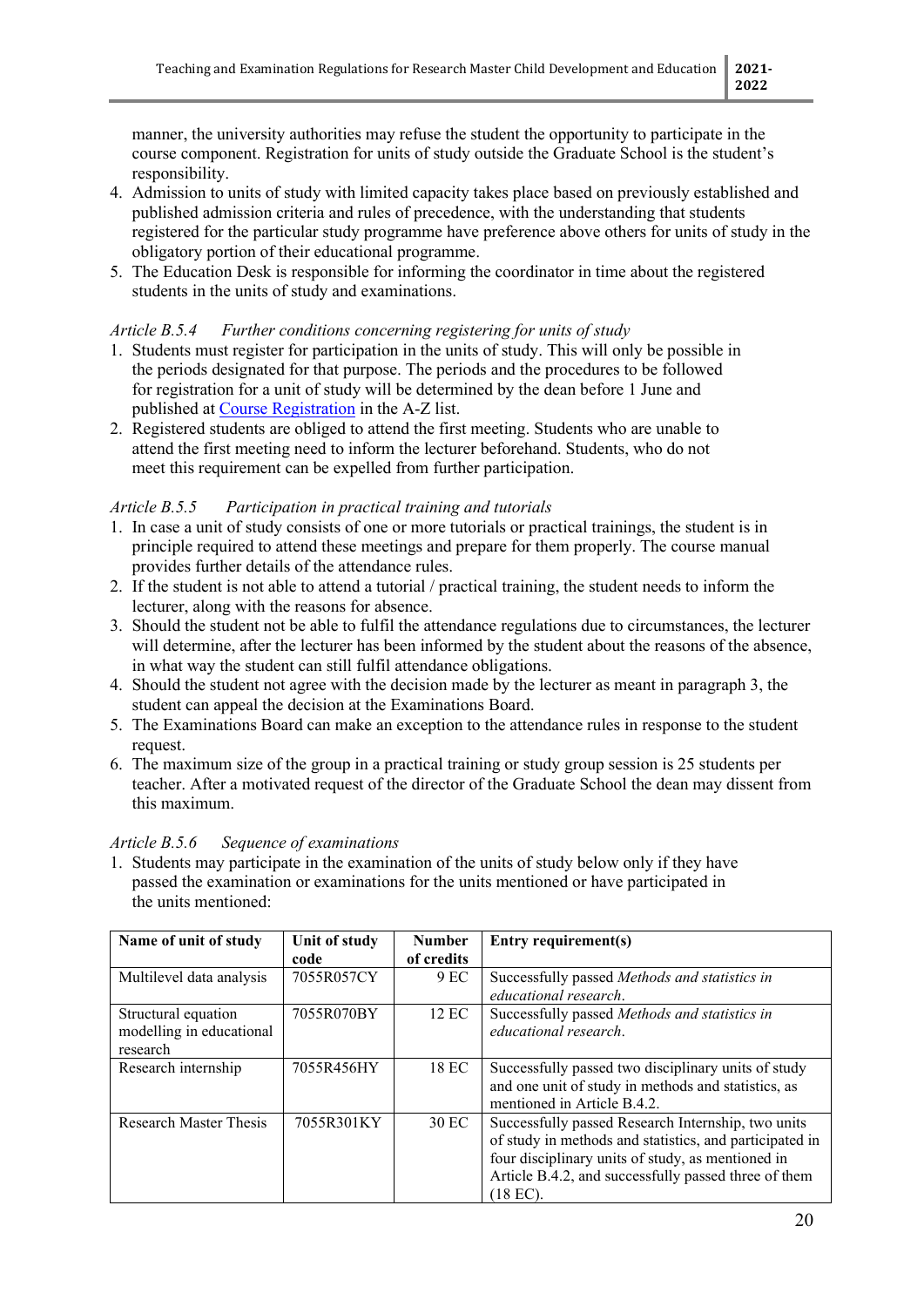manner, the university authorities may refuse the student the opportunity to participate in the course component. Registration for units of study outside the Graduate School is the student's responsibility.

4. Admission to units of study with limited capacity takes place based on previously established and published admission criteria and rules of precedence, with the understanding that students registered for the particular study programme have preference above others for units of study in the obligatory portion of their educational programme.
5. The Education Desk is responsible for informing the coordinator in time about the registered students in the units of study and examinations.

*Article B.5.4 Further conditions concerning registering for units of study*

1. Students must register for participation in the units of study. This will only be possible in the periods designated for that purpose. The periods and the procedures to be followed for registration for a unit of study will be determined by the dean before 1 June and published at [Course Registration] in the A-Z list.
2. Registered students are obliged to attend the first meeting. Students who are unable to attend the first meeting need to inform the lecturer beforehand. Students, who do not meet this requirement can be expelled from further participation.

*Article B.5.5 Participation in practical training and tutorials*

1. In case a unit of study consists of one or more tutorials or practical trainings, the student is in principle required to attend these meetings and prepare for them properly. The course manual provides further details of the attendance rules.
2. If the student is not able to attend a tutorial / practical training, the student needs to inform the lecturer, along with the reasons for absence.
3. Should the student not be able to fulfil the attendance regulations due to circumstances, the lecturer will determine, after the lecturer has been informed by the student about the reasons of the absence, in what way the student can still fulfil attendance obligations.
4. Should the student not agree with the decision made by the lecturer as meant in paragraph 3, the student can appeal the decision at the Examinations Board.
5. The Examinations Board can make an exception to the attendance rules in response to the student request.
6. The maximum size of the group in a practical training or study group session is 25 students per teacher. After a motivated request of the director of the Graduate School the dean may dissent from this maximum.

*Article B.5.6 Sequence of examinations*

1. Students may participate in the examination of the units of study below only if they have passed the examination or examinations for the units mentioned or have participated in the units mentioned:

| Name of unit of study | Unit of study code | Number of credits | Entry requirement(s) |
|---|---|---|---|
| Multilevel data analysis | 7055R057CY | 9 EC | Successfully passed *Methods and statistics in educational research*. |
| Structural equation modelling in educational research | 7055R070BY | 12 EC | Successfully passed *Methods and statistics in educational research*. |
| Research internship | 7055R456HY | 18 EC | Successfully passed two disciplinary units of study and one unit of study in methods and statistics, as mentioned in Article B.4.2. |
| Research Master Thesis | 7055R301KY | 30 EC | Successfully passed Research Internship, two units of study in methods and statistics, and participated in four disciplinary units of study, as mentioned in Article B.4.2, and successfully passed three of them (18 EC). |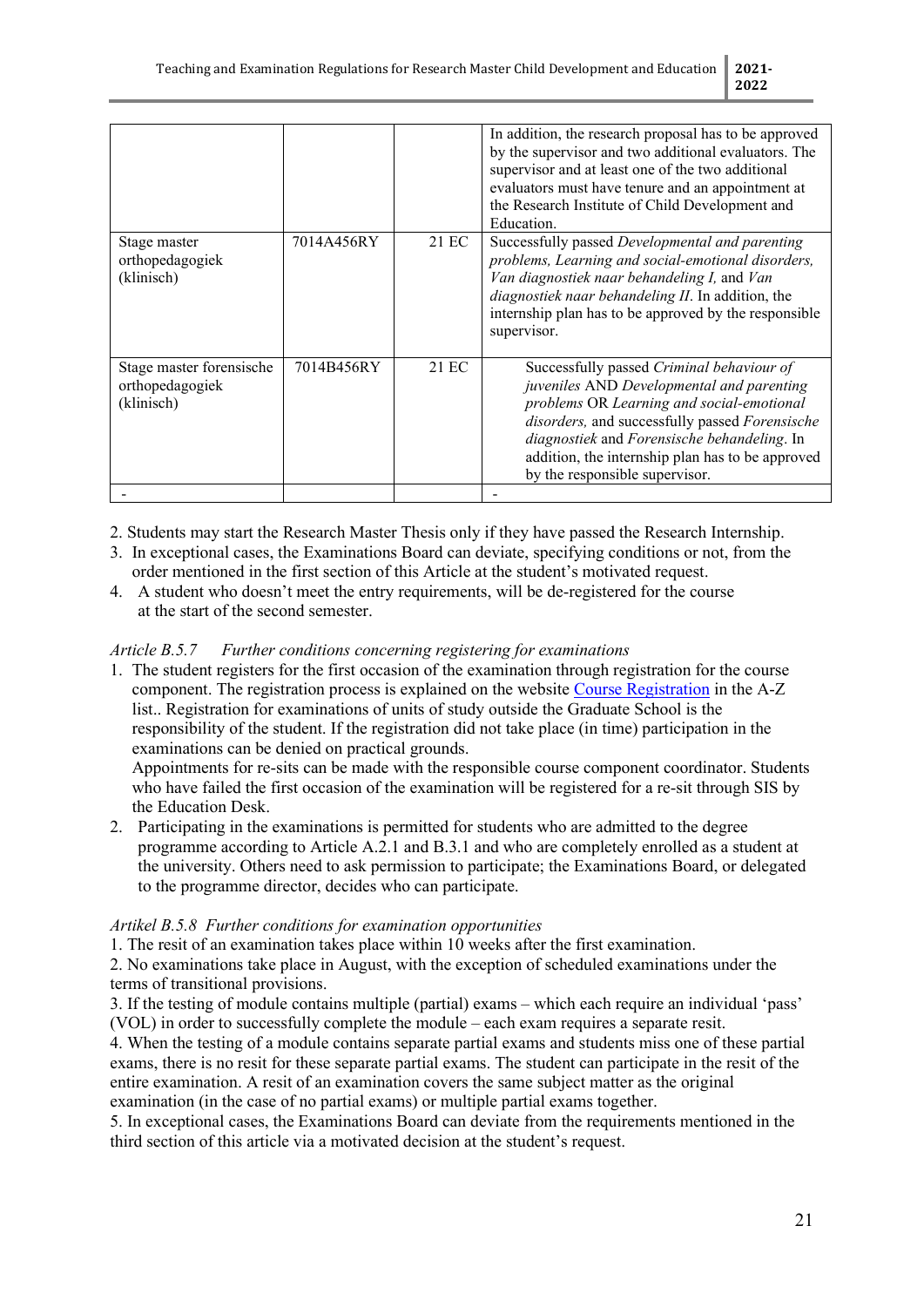| | | | |
|---|---|---|---|
| | | | In addition, the research proposal has to be approved by the supervisor and two additional evaluators. The supervisor and at least one of the two additional evaluators must have tenure and an appointment at the Research Institute of Child Development and Education. |
| Stage master orthopedagogiek (klinisch) | 7014A456RY | 21 EC | Successfully passed *Developmental and parenting problems, Learning and social-emotional disorders, Van diagnostiek naar behandeling I,* and *Van diagnostiek naar behandeling II*. In addition, the internship plan has to be approved by the responsible supervisor. |
| Stage master forensische orthopedagogiek (klinisch) | 7014B456RY | 21 EC | Successfully passed *Criminal behaviour of juveniles* AND *Developmental and parenting problems* OR *Learning and social-emotional disorders,* and successfully passed *Forensische diagnostiek* and *Forensische behandeling*. In addition, the internship plan has to be approved by the responsible supervisor. |
| - | | | - |

2. Students may start the Research Master Thesis only if they have passed the Research Internship.
3. In exceptional cases, the Examinations Board can deviate, specifying conditions or not, from the order mentioned in the first section of this Article at the student's motivated request.
4. A student who doesn't meet the entry requirements, will be de-registered for the course at the start of the second semester.

*Article B.5.7 Further conditions concerning registering for examinations*

1. The student registers for the first occasion of the examination through registration for the course component. The registration process is explained on the website [Course Registration] in the A-Z list.. Registration for examinations of units of study outside the Graduate School is the responsibility of the student. If the registration did not take place (in time) participation in the examinations can be denied on practical grounds.
   Appointments for re-sits can be made with the responsible course component coordinator. Students who have failed the first occasion of the examination will be registered for a re-sit through SIS by the Education Desk.
2. Participating in the examinations is permitted for students who are admitted to the degree programme according to Article A.2.1 and B.3.1 and who are completely enrolled as a student at the university. Others need to ask permission to participate; the Examinations Board, or delegated to the programme director, decides who can participate.

*Artikel B.5.8 Further conditions for examination opportunities*

1. The resit of an examination takes place within 10 weeks after the first examination.
2. No examinations take place in August, with the exception of scheduled examinations under the terms of transitional provisions.
3. If the testing of module contains multiple (partial) exams – which each require an individual 'pass' (VOL) in order to successfully complete the module – each exam requires a separate resit.
4. When the testing of a module contains separate partial exams and students miss one of these partial exams, there is no resit for these separate partial exams. The student can participate in the resit of the entire examination. A resit of an examination covers the same subject matter as the original examination (in the case of no partial exams) or multiple partial exams together.
5. In exceptional cases, the Examinations Board can deviate from the requirements mentioned in the third section of this article via a motivated decision at the student's request.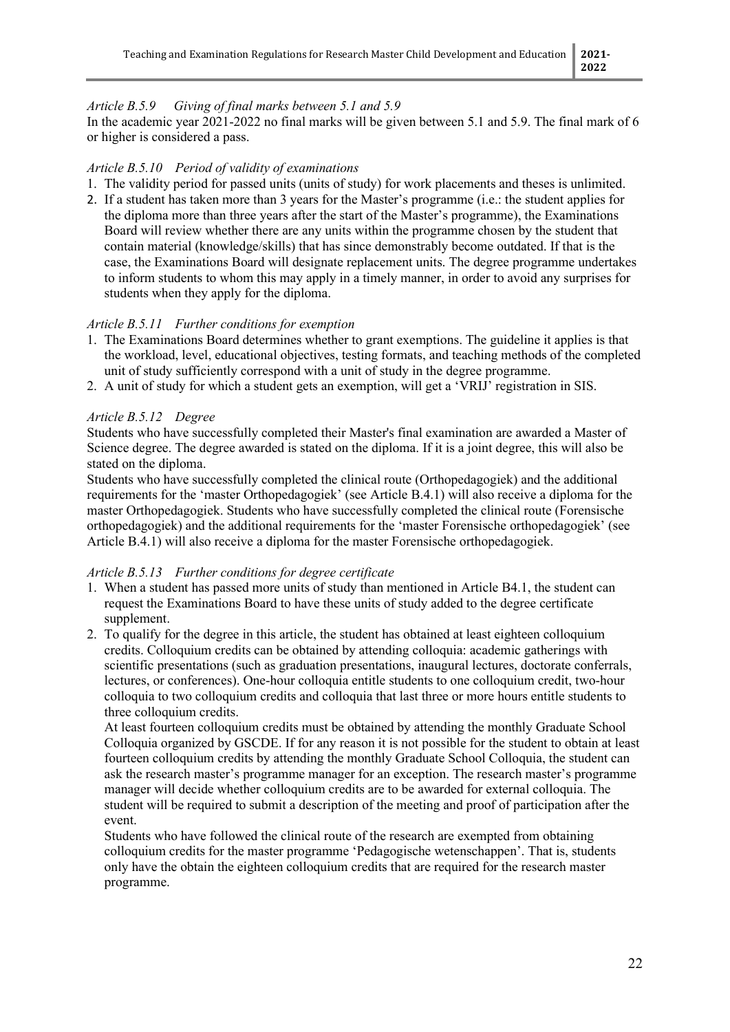*Article B.5.9 Giving of final marks between 5.1 and 5.9*

In the academic year 2021-2022 no final marks will be given between 5.1 and 5.9. The final mark of 6 or higher is considered a pass.

*Article B.5.10 Period of validity of examinations*

1. The validity period for passed units (units of study) for work placements and theses is unlimited.
2. If a student has taken more than 3 years for the Master's programme (i.e.: the student applies for the diploma more than three years after the start of the Master's programme), the Examinations Board will review whether there are any units within the programme chosen by the student that contain material (knowledge/skills) that has since demonstrably become outdated. If that is the case, the Examinations Board will designate replacement units. The degree programme undertakes to inform students to whom this may apply in a timely manner, in order to avoid any surprises for students when they apply for the diploma.

*Article B.5.11 Further conditions for exemption*

1. The Examinations Board determines whether to grant exemptions. The guideline it applies is that the workload, level, educational objectives, testing formats, and teaching methods of the completed unit of study sufficiently correspond with a unit of study in the degree programme.
2. A unit of study for which a student gets an exemption, will get a 'VRIJ' registration in SIS.

*Article B.5.12 Degree*

Students who have successfully completed their Master's final examination are awarded a Master of Science degree. The degree awarded is stated on the diploma. If it is a joint degree, this will also be stated on the diploma.

Students who have successfully completed the clinical route (Orthopedagogiek) and the additional requirements for the 'master Orthopedagogiek' (see Article B.4.1) will also receive a diploma for the master Orthopedagogiek. Students who have successfully completed the clinical route (Forensische orthopedagogiek) and the additional requirements for the 'master Forensische orthopedagogiek' (see Article B.4.1) will also receive a diploma for the master Forensische orthopedagogiek.

*Article B.5.13 Further conditions for degree certificate*

1. When a student has passed more units of study than mentioned in Article B4.1, the student can request the Examinations Board to have these units of study added to the degree certificate supplement.
2. To qualify for the degree in this article, the student has obtained at least eighteen colloquium credits. Colloquium credits can be obtained by attending colloquia: academic gatherings with scientific presentations (such as graduation presentations, inaugural lectures, doctorate conferrals, lectures, or conferences). One-hour colloquia entitle students to one colloquium credit, two-hour colloquia to two colloquium credits and colloquia that last three or more hours entitle students to three colloquium credits.

   At least fourteen colloquium credits must be obtained by attending the monthly Graduate School Colloquia organized by GSCDE. If for any reason it is not possible for the student to obtain at least fourteen colloquium credits by attending the monthly Graduate School Colloquia, the student can ask the research master's programme manager for an exception. The research master's programme manager will decide whether colloquium credits are to be awarded for external colloquia. The student will be required to submit a description of the meeting and proof of participation after the event.

   Students who have followed the clinical route of the research are exempted from obtaining colloquium credits for the master programme 'Pedagogische wetenschappen'. That is, students only have the obtain the eighteen colloquium credits that are required for the research master programme.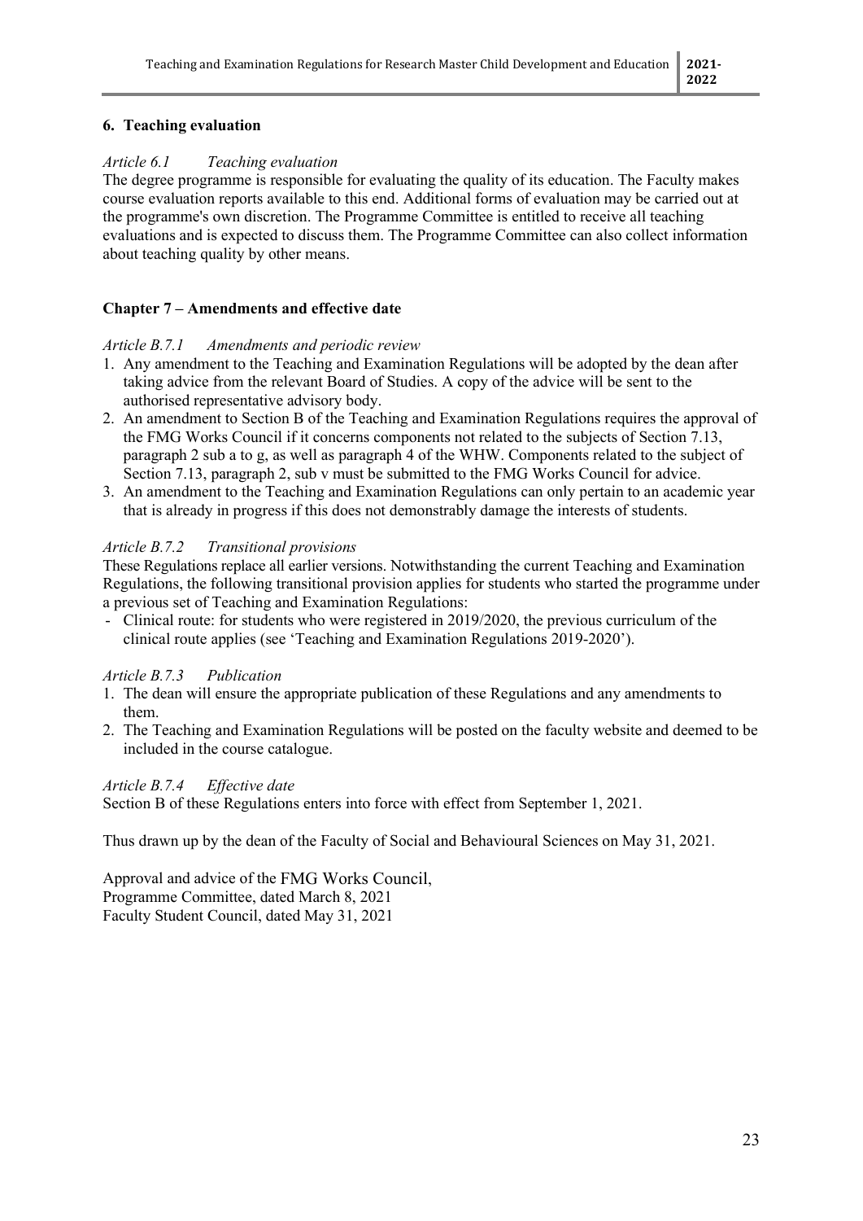## 6. Teaching evaluation

*Article 6.1 Teaching evaluation*

The degree programme is responsible for evaluating the quality of its education. The Faculty makes course evaluation reports available to this end. Additional forms of evaluation may be carried out at the programme's own discretion. The Programme Committee is entitled to receive all teaching evaluations and is expected to discuss them. The Programme Committee can also collect information about teaching quality by other means.

## Chapter 7 – Amendments and effective date

*Article B.7.1 Amendments and periodic review*

1. Any amendment to the Teaching and Examination Regulations will be adopted by the dean after taking advice from the relevant Board of Studies. A copy of the advice will be sent to the authorised representative advisory body.
2. An amendment to Section B of the Teaching and Examination Regulations requires the approval of the FMG Works Council if it concerns components not related to the subjects of Section 7.13, paragraph 2 sub a to g, as well as paragraph 4 of the WHW. Components related to the subject of Section 7.13, paragraph 2, sub v must be submitted to the FMG Works Council for advice.
3. An amendment to the Teaching and Examination Regulations can only pertain to an academic year that is already in progress if this does not demonstrably damage the interests of students.

*Article B.7.2 Transitional provisions*

These Regulations replace all earlier versions. Notwithstanding the current Teaching and Examination Regulations, the following transitional provision applies for students who started the programme under a previous set of Teaching and Examination Regulations:

- Clinical route: for students who were registered in 2019/2020, the previous curriculum of the clinical route applies (see 'Teaching and Examination Regulations 2019-2020').

*Article B.7.3 Publication*

1. The dean will ensure the appropriate publication of these Regulations and any amendments to them.
2. The Teaching and Examination Regulations will be posted on the faculty website and deemed to be included in the course catalogue.

*Article B.7.4 Effective date*

Section B of these Regulations enters into force with effect from September 1, 2021.

Thus drawn up by the dean of the Faculty of Social and Behavioural Sciences on May 31, 2021.

Approval and advice of the FMG Works Council,
Programme Committee, dated March 8, 2021
Faculty Student Council, dated May 31, 2021